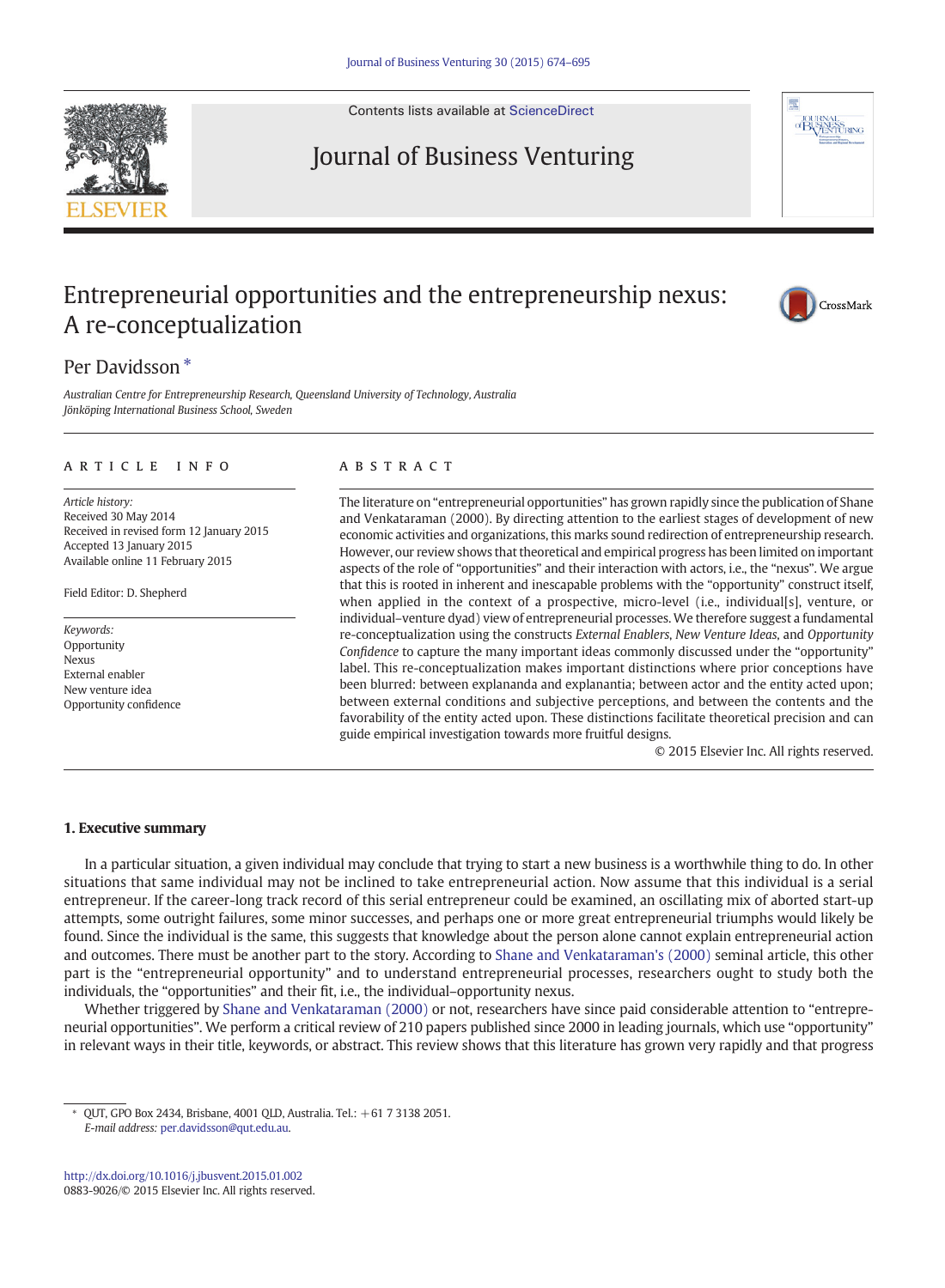# Entrepreneurial opportunities and the entrepreneurship nexus: A re-conceptualization

Per Davidsson *

*Australian Centre for Entrepreneurship Research, Queensland University of Technology, Australia*
*Jönköping International Business School, Sweden*

**ARTICLE INFO**

*Article history:*
Received 30 May 2014
Received in revised form 12 January 2015
Accepted 13 January 2015
Available online 11 February 2015

Field Editor: D. Shepherd

*Keywords:*
Opportunity
Nexus
External enabler
New venture idea
Opportunity confidence

**ABSTRACT**

The literature on "entrepreneurial opportunities" has grown rapidly since the publication of Shane and Venkataraman (2000). By directing attention to the earliest stages of development of new economic activities and organizations, this marks sound redirection of entrepreneurship research. However, our review shows that theoretical and empirical progress has been limited on important aspects of the role of "opportunities" and their interaction with actors, i.e., the "nexus". We argue that this is rooted in inherent and inescapable problems with the "opportunity" construct itself, when applied in the context of a prospective, micro-level (i.e., individual[s], venture, or individual–venture dyad) view of entrepreneurial processes. We therefore suggest a fundamental re-conceptualization using the constructs *External Enablers*, *New Venture Ideas*, and *Opportunity Confidence* to capture the many important ideas commonly discussed under the "opportunity" label. This re-conceptualization makes important distinctions where prior conceptions have been blurred: between explananda and explanantia; between actor and the entity acted upon; between external conditions and subjective perceptions, and between the contents and the favorability of the entity acted upon. These distinctions facilitate theoretical precision and can guide empirical investigation towards more fruitful designs.

© 2015 Elsevier Inc. All rights reserved.

## 1. Executive summary

In a particular situation, a given individual may conclude that trying to start a new business is a worthwhile thing to do. In other situations that same individual may not be inclined to take entrepreneurial action. Now assume that this individual is a serial entrepreneur. If the career-long track record of this serial entrepreneur could be examined, an oscillating mix of aborted start-up attempts, some outright failures, some minor successes, and perhaps one or more great entrepreneurial triumphs would likely be found. Since the individual is the same, this suggests that knowledge about the person alone cannot explain entrepreneurial action and outcomes. There must be another part to the story. According to Shane and Venkataraman's (2000) seminal article, this other part is the "entrepreneurial opportunity" and to understand entrepreneurial processes, researchers ought to study both the individuals, the "opportunities" and their fit, i.e., the individual–opportunity nexus.

Whether triggered by Shane and Venkataraman (2000) or not, researchers have since paid considerable attention to "entrepreneurial opportunities". We perform a critical review of 210 papers published since 2000 in leading journals, which use "opportunity" in relevant ways in their title, keywords, or abstract. This review shows that this literature has grown very rapidly and that progress

---

\* QUT, GPO Box 2434, Brisbane, 4001 QLD, Australia. Tel.: +61 7 3138 2051.
*E-mail address:* per.davidsson@qut.edu.au.

http://dx.doi.org/10.1016/j.jbusvent.2015.01.002
0883-9026/© 2015 Elsevier Inc. All rights reserved.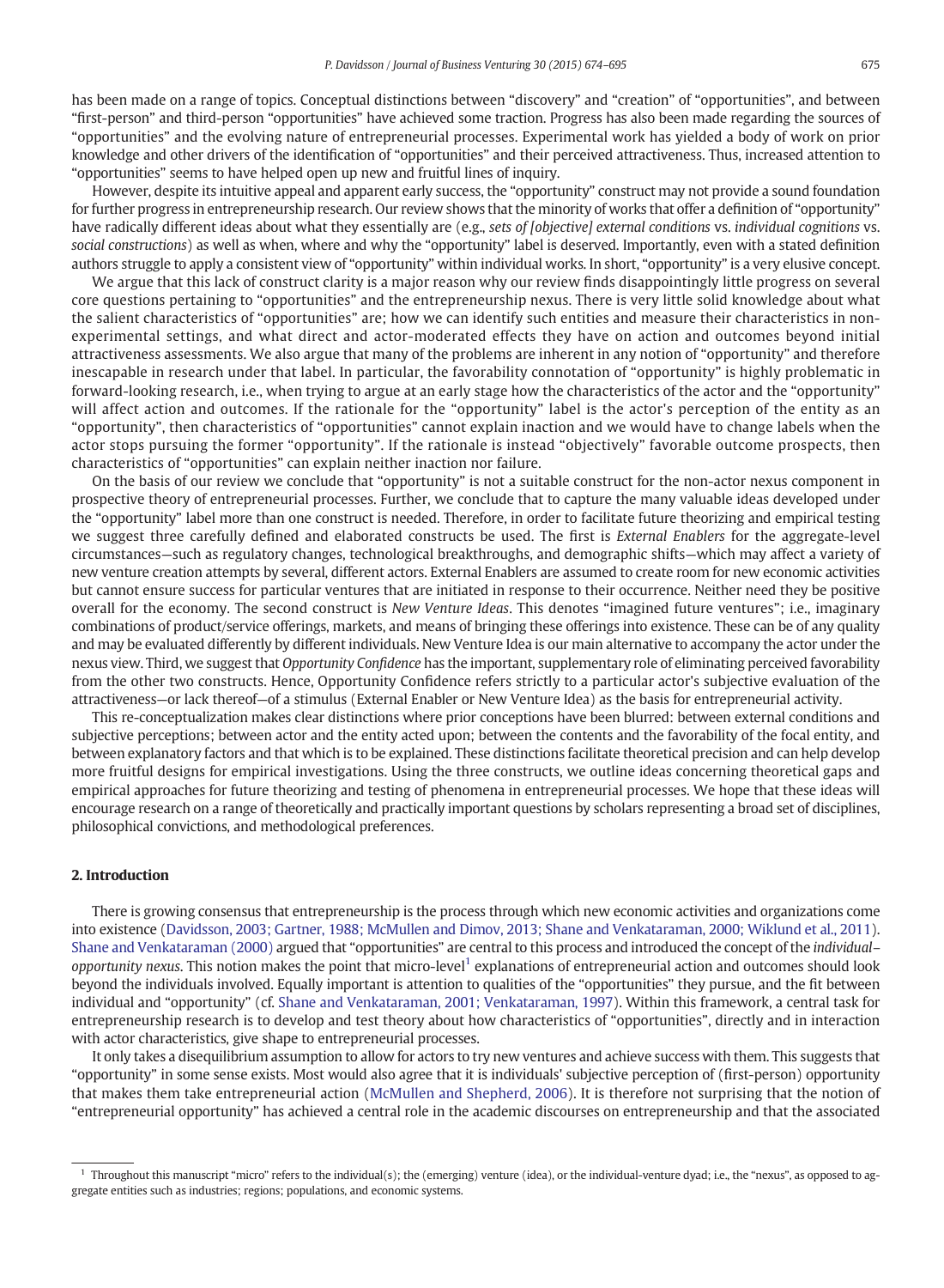has been made on a range of topics. Conceptual distinctions between "discovery" and "creation" of "opportunities", and between "first-person" and third-person "opportunities" have achieved some traction. Progress has also been made regarding the sources of "opportunities" and the evolving nature of entrepreneurial processes. Experimental work has yielded a body of work on prior knowledge and other drivers of the identification of "opportunities" and their perceived attractiveness. Thus, increased attention to "opportunities" seems to have helped open up new and fruitful lines of inquiry.

However, despite its intuitive appeal and apparent early success, the "opportunity" construct may not provide a sound foundation for further progress in entrepreneurship research. Our review shows that the minority of works that offer a definition of "opportunity" have radically different ideas about what they essentially are (e.g., *sets of [objective] external conditions* vs. *individual cognitions* vs. *social constructions*) as well as when, where and why the "opportunity" label is deserved. Importantly, even with a stated definition authors struggle to apply a consistent view of "opportunity" within individual works. In short, "opportunity" is a very elusive concept.

We argue that this lack of construct clarity is a major reason why our review finds disappointingly little progress on several core questions pertaining to "opportunities" and the entrepreneurship nexus. There is very little solid knowledge about what the salient characteristics of "opportunities" are; how we can identify such entities and measure their characteristics in non-experimental settings, and what direct and actor-moderated effects they have on action and outcomes beyond initial attractiveness assessments. We also argue that many of the problems are inherent in any notion of "opportunity" and therefore inescapable in research under that label. In particular, the favorability connotation of "opportunity" is highly problematic in forward-looking research, i.e., when trying to argue at an early stage how the characteristics of the actor and the "opportunity" will affect action and outcomes. If the rationale for the "opportunity" label is the actor's perception of the entity as an "opportunity", then characteristics of "opportunities" cannot explain inaction and we would have to change labels when the actor stops pursuing the former "opportunity". If the rationale is instead "objectively" favorable outcome prospects, then characteristics of "opportunities" can explain neither inaction nor failure.

On the basis of our review we conclude that "opportunity" is not a suitable construct for the non-actor nexus component in prospective theory of entrepreneurial processes. Further, we conclude that to capture the many valuable ideas developed under the "opportunity" label more than one construct is needed. Therefore, in order to facilitate future theorizing and empirical testing we suggest three carefully defined and elaborated constructs be used. The first is *External Enablers* for the aggregate-level circumstances—such as regulatory changes, technological breakthroughs, and demographic shifts—which may affect a variety of new venture creation attempts by several, different actors. External Enablers are assumed to create room for new economic activities but cannot ensure success for particular ventures that are initiated in response to their occurrence. Neither need they be positive overall for the economy. The second construct is *New Venture Ideas*. This denotes "imagined future ventures"; i.e., imaginary combinations of product/service offerings, markets, and means of bringing these offerings into existence. These can be of any quality and may be evaluated differently by different individuals. New Venture Idea is our main alternative to accompany the actor under the nexus view. Third, we suggest that *Opportunity Confidence* has the important, supplementary role of eliminating perceived favorability from the other two constructs. Hence, Opportunity Confidence refers strictly to a particular actor's subjective evaluation of the attractiveness—or lack thereof—of a stimulus (External Enabler or New Venture Idea) as the basis for entrepreneurial activity.

This re-conceptualization makes clear distinctions where prior conceptions have been blurred: between external conditions and subjective perceptions; between actor and the entity acted upon; between the contents and the favorability of the focal entity, and between explanatory factors and that which is to be explained. These distinctions facilitate theoretical precision and can help develop more fruitful designs for empirical investigations. Using the three constructs, we outline ideas concerning theoretical gaps and empirical approaches for future theorizing and testing of phenomena in entrepreneurial processes. We hope that these ideas will encourage research on a range of theoretically and practically important questions by scholars representing a broad set of disciplines, philosophical convictions, and methodological preferences.

## 2. Introduction

There is growing consensus that entrepreneurship is the process through which new economic activities and organizations come into existence (Davidsson, 2003; Gartner, 1988; McMullen and Dimov, 2013; Shane and Venkataraman, 2000; Wiklund et al., 2011). Shane and Venkataraman (2000) argued that "opportunities" are central to this process and introduced the concept of the *individual–opportunity nexus*. This notion makes the point that micro-level[1] explanations of entrepreneurial action and outcomes should look beyond the individuals involved. Equally important is attention to qualities of the "opportunities" they pursue, and the fit between individual and "opportunity" (cf. Shane and Venkataraman, 2001; Venkataraman, 1997). Within this framework, a central task for entrepreneurship research is to develop and test theory about how characteristics of "opportunities", directly and in interaction with actor characteristics, give shape to entrepreneurial processes.

It only takes a disequilibrium assumption to allow for actors to try new ventures and achieve success with them. This suggests that "opportunity" in some sense exists. Most would also agree that it is individuals' subjective perception of (first-person) opportunity that makes them take entrepreneurial action (McMullen and Shepherd, 2006). It is therefore not surprising that the notion of "entrepreneurial opportunity" has achieved a central role in the academic discourses on entrepreneurship and that the associated

[1] Throughout this manuscript "micro" refers to the individual(s); the (emerging) venture (idea), or the individual-venture dyad; i.e., the "nexus", as opposed to aggregate entities such as industries; regions; populations, and economic systems.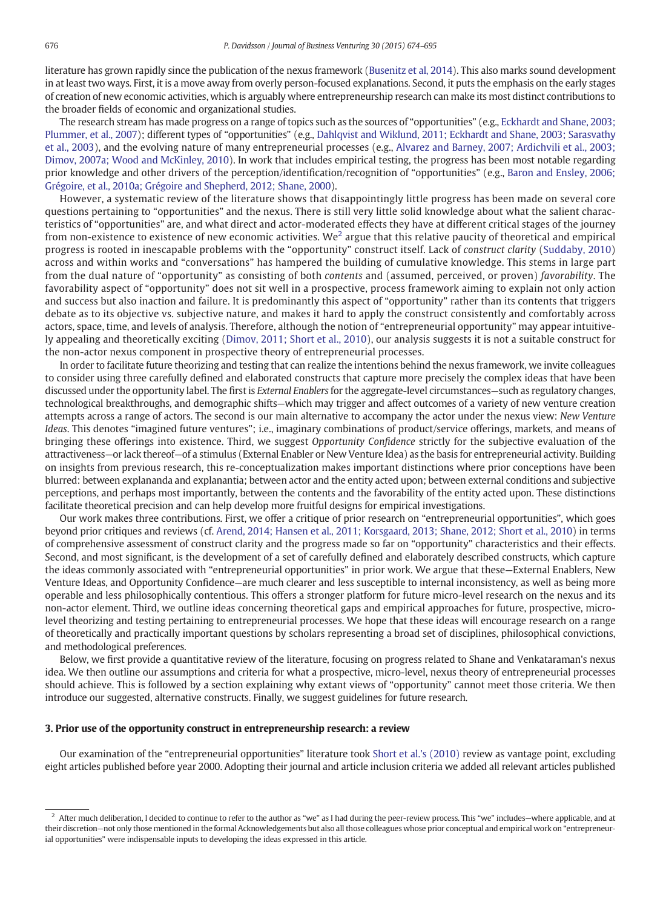literature has grown rapidly since the publication of the nexus framework (Busenitz et al, 2014). This also marks sound development in at least two ways. First, it is a move away from overly person-focused explanations. Second, it puts the emphasis on the early stages of creation of new economic activities, which is arguably where entrepreneurship research can make its most distinct contributions to the broader fields of economic and organizational studies.

The research stream has made progress on a range of topics such as the sources of "opportunities" (e.g., Eckhardt and Shane, 2003; Plummer, et al., 2007); different types of "opportunities" (e.g., Dahlqvist and Wiklund, 2011; Eckhardt and Shane, 2003; Sarasvathy et al., 2003), and the evolving nature of many entrepreneurial processes (e.g., Alvarez and Barney, 2007; Ardichvili et al., 2003; Dimov, 2007a; Wood and McKinley, 2010). In work that includes empirical testing, the progress has been most notable regarding prior knowledge and other drivers of the perception/identification/recognition of "opportunities" (e.g., Baron and Ensley, 2006; Grégoire, et al., 2010a; Grégoire and Shepherd, 2012; Shane, 2000).

However, a systematic review of the literature shows that disappointingly little progress has been made on several core questions pertaining to "opportunities" and the nexus. There is still very little solid knowledge about what the salient characteristics of "opportunities" are, and what direct and actor-moderated effects they have at different critical stages of the journey from non-existence to existence of new economic activities. We[2] argue that this relative paucity of theoretical and empirical progress is rooted in inescapable problems with the "opportunity" construct itself. Lack of *construct clarity* (Suddaby, 2010) across and within works and "conversations" has hampered the building of cumulative knowledge. This stems in large part from the dual nature of "opportunity" as consisting of both *contents* and (assumed, perceived, or proven) *favorability*. The favorability aspect of "opportunity" does not sit well in a prospective, process framework aiming to explain not only action and success but also inaction and failure. It is predominantly this aspect of "opportunity" rather than its contents that triggers debate as to its objective vs. subjective nature, and makes it hard to apply the construct consistently and comfortably across actors, space, time, and levels of analysis. Therefore, although the notion of "entrepreneurial opportunity" may appear intuitively appealing and theoretically exciting (Dimov, 2011; Short et al., 2010), our analysis suggests it is not a suitable construct for the non-actor nexus component in prospective theory of entrepreneurial processes.

In order to facilitate future theorizing and testing that can realize the intentions behind the nexus framework, we invite colleagues to consider using three carefully defined and elaborated constructs that capture more precisely the complex ideas that have been discussed under the opportunity label. The first is *External Enablers* for the aggregate-level circumstances—such as regulatory changes, technological breakthroughs, and demographic shifts—which may trigger and affect outcomes of a variety of new venture creation attempts across a range of actors. The second is our main alternative to accompany the actor under the nexus view: *New Venture Ideas*. This denotes "imagined future ventures"; i.e., imaginary combinations of product/service offerings, markets, and means of bringing these offerings into existence. Third, we suggest *Opportunity Confidence* strictly for the subjective evaluation of the attractiveness—or lack thereof—of a stimulus (External Enabler or New Venture Idea) as the basis for entrepreneurial activity. Building on insights from previous research, this re-conceptualization makes important distinctions where prior conceptions have been blurred: between explananda and explanantia; between actor and the entity acted upon; between external conditions and subjective perceptions, and perhaps most importantly, between the contents and the favorability of the entity acted upon. These distinctions facilitate theoretical precision and can help develop more fruitful designs for empirical investigations.

Our work makes three contributions. First, we offer a critique of prior research on "entrepreneurial opportunities", which goes beyond prior critiques and reviews (cf. Arend, 2014; Hansen et al., 2011; Korsgaard, 2013; Shane, 2012; Short et al., 2010) in terms of comprehensive assessment of construct clarity and the progress made so far on "opportunity" characteristics and their effects. Second, and most significant, is the development of a set of carefully defined and elaborately described constructs, which capture the ideas commonly associated with "entrepreneurial opportunities" in prior work. We argue that these—External Enablers, New Venture Ideas, and Opportunity Confidence—are much clearer and less susceptible to internal inconsistency, as well as being more operable and less philosophically contentious. This offers a stronger platform for future micro-level research on the nexus and its non-actor element. Third, we outline ideas concerning theoretical gaps and empirical approaches for future, prospective, micro-level theorizing and testing pertaining to entrepreneurial processes. We hope that these ideas will encourage research on a range of theoretically and practically important questions by scholars representing a broad set of disciplines, philosophical convictions, and methodological preferences.

Below, we first provide a quantitative review of the literature, focusing on progress related to Shane and Venkataraman's nexus idea. We then outline our assumptions and criteria for what a prospective, micro-level, nexus theory of entrepreneurial processes should achieve. This is followed by a section explaining why extant views of "opportunity" cannot meet those criteria. We then introduce our suggested, alternative constructs. Finally, we suggest guidelines for future research.

## 3. Prior use of the opportunity construct in entrepreneurship research: a review

Our examination of the "entrepreneurial opportunities" literature took Short et al.'s (2010) review as vantage point, excluding eight articles published before year 2000. Adopting their journal and article inclusion criteria we added all relevant articles published

[2] After much deliberation, I decided to continue to refer to the author as "we" as I had during the peer-review process. This "we" includes—where applicable, and at their discretion—not only those mentioned in the formal Acknowledgements but also all those colleagues whose prior conceptual and empirical work on "entrepreneurial opportunities" were indispensable inputs to developing the ideas expressed in this article.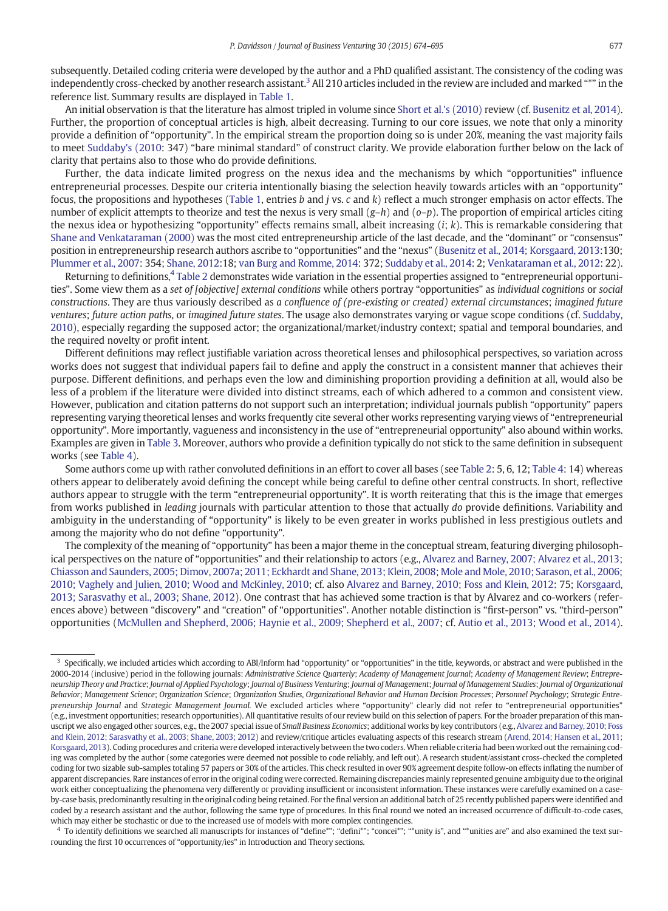subsequently. Detailed coding criteria were developed by the author and a PhD qualified assistant. The consistency of the coding was independently cross-checked by another research assistant.[3] All 210 articles included in the review are included and marked "*" in the reference list. Summary results are displayed in Table 1.

An initial observation is that the literature has almost tripled in volume since Short et al.'s (2010) review (cf. Busenitz et al, 2014). Further, the proportion of conceptual articles is high, albeit decreasing. Turning to our core issues, we note that only a minority provide a definition of "opportunity". In the empirical stream the proportion doing so is under 20%, meaning the vast majority fails to meet Suddaby's (2010: 347) "bare minimal standard" of construct clarity. We provide elaboration further below on the lack of clarity that pertains also to those who do provide definitions.

Further, the data indicate limited progress on the nexus idea and the mechanisms by which "opportunities" influence entrepreneurial processes. Despite our criteria intentionally biasing the selection heavily towards articles with an "opportunity" focus, the propositions and hypotheses (Table 1, entries *b* and *j* vs. *c* and *k*) reflect a much stronger emphasis on actor effects. The number of explicit attempts to theorize and test the nexus is very small (*g*–*h*) and (*o*–*p*). The proportion of empirical articles citing the nexus idea or hypothesizing "opportunity" effects remains small, albeit increasing (*i*; *k*). This is remarkable considering that Shane and Venkataraman (2000) was the most cited entrepreneurship article of the last decade, and the "dominant" or "consensus" position in entrepreneurship research authors ascribe to "opportunities" and the "nexus" (Busenitz et al., 2014; Korsgaard, 2013:130; Plummer et al., 2007: 354; Shane, 2012:18; van Burg and Romme, 2014: 372; Suddaby et al., 2014: 2; Venkataraman et al., 2012: 22).

Returning to definitions,[4] Table 2 demonstrates wide variation in the essential properties assigned to "entrepreneurial opportunities". Some view them as a *set of [objective] external conditions* while others portray "opportunities" as *individual cognitions* or *social constructions*. They are thus variously described as *a confluence of (pre-existing or created) external circumstances*; *imagined future ventures*; *future action paths*, or *imagined future states*. The usage also demonstrates varying or vague scope conditions (cf. Suddaby, 2010), especially regarding the supposed actor; the organizational/market/industry context; spatial and temporal boundaries, and the required novelty or profit intent.

Different definitions may reflect justifiable variation across theoretical lenses and philosophical perspectives, so variation across works does not suggest that individual papers fail to define and apply the construct in a consistent manner that achieves their purpose. Different definitions, and perhaps even the low and diminishing proportion providing a definition at all, would also be less of a problem if the literature were divided into distinct streams, each of which adhered to a common and consistent view. However, publication and citation patterns do not support such an interpretation; individual journals publish "opportunity" papers representing varying theoretical lenses and works frequently cite several other works representing varying views of "entrepreneurial opportunity". More importantly, vagueness and inconsistency in the use of "entrepreneurial opportunity" also abound within works. Examples are given in Table 3. Moreover, authors who provide a definition typically do not stick to the same definition in subsequent works (see Table 4).

Some authors come up with rather convoluted definitions in an effort to cover all bases (see Table 2: 5, 6, 12; Table 4: 14) whereas others appear to deliberately avoid defining the concept while being careful to define other central constructs. In short, reflective authors appear to struggle with the term "entrepreneurial opportunity". It is worth reiterating that this is the image that emerges from works published in *leading* journals with particular attention to those that actually *do* provide definitions. Variability and ambiguity in the understanding of "opportunity" is likely to be even greater in works published in less prestigious outlets and among the majority who do not define "opportunity".

The complexity of the meaning of "opportunity" has been a major theme in the conceptual stream, featuring diverging philosophical perspectives on the nature of "opportunities" and their relationship to actors (e.g., Alvarez and Barney, 2007; Alvarez et al., 2013; Chiasson and Saunders, 2005; Dimov, 2007a; 2011; Eckhardt and Shane, 2013; Klein, 2008; Mole and Mole, 2010; Sarason, et al., 2006; 2010; Vaghely and Julien, 2010; Wood and McKinley, 2010; cf. also Alvarez and Barney, 2010; Foss and Klein, 2012: 75; Korsgaard, 2013; Sarasvathy et al., 2003; Shane, 2012). One contrast that has achieved some traction is that by Alvarez and co-workers (references above) between "discovery" and "creation" of "opportunities". Another notable distinction is "first-person" vs. "third-person" opportunities (McMullen and Shepherd, 2006; Haynie et al., 2009; Shepherd et al., 2007; cf. Autio et al., 2013; Wood et al., 2014).

---

[3] Specifically, we included articles which according to ABI/Inform had "opportunity" or "opportunities" in the title, keywords, or abstract and were published in the 2000-2014 (inclusive) period in the following journals: *Administrative Science Quarterly*; *Academy of Management Journal*; *Academy of Management Review*; *Entrepreneurship Theory and Practice*; *Journal of Applied Psychology*; *Journal of Business Venturing*; *Journal of Management*; *Journal of Management Studies*; *Journal of Organizational Behavior*; *Management Science*; *Organization Science*; *Organization Studies*, *Organizational Behavior and Human Decision Processes*; *Personnel Psychology*; *Strategic Entrepreneurship Journal* and *Strategic Management Journal.* We excluded articles where "opportunity" clearly did not refer to "entrepreneurial opportunities" (e.g., investment opportunities; research opportunities). All quantitative results of our review build on this selection of papers. For the broader preparation of this manuscript we also engaged other sources, e.g., the 2007 special issue of *Small Business Economics*; additional works by key contributors (e.g., Alvarez and Barney, 2010; Foss and Klein, 2012; Sarasvathy et al., 2003; Shane, 2003; 2012) and review/critique articles evaluating aspects of this research stream (Arend, 2014; Hansen et al., 2011; Korsgaard, 2013). Coding procedures and criteria were developed interactively between the two coders. When reliable criteria had been worked out the remaining coding was completed by the author (some categories were deemed not possible to code reliably, and left out). A research student/assistant cross-checked the completed coding for two sizable sub-samples totaling 57 papers or 30% of the articles. This check resulted in over 90% agreement despite follow-on effects inflating the number of apparent discrepancies. Rare instances of error in the original coding were corrected. Remaining discrepancies mainly represented genuine ambiguity due to the original work either conceptualizing the phenomena very differently or providing insufficient or inconsistent information. These instances were carefully examined on a case-by-case basis, predominantly resulting in the original coding being retained. For the final version an additional batch of 25 recently published papers were identified and coded by a research assistant and the author, following the same type of procedures. In this final round we noted an increased occurrence of difficult-to-code cases, which may either be stochastic or due to the increased use of models with more complex contingencies.

[4] To identify definitions we searched all manuscripts for instances of "define*"; "defini*"; "concei*"; "*unity is", and "*unities are" and also examined the text surrounding the first 10 occurrences of "opportunity/ies" in Introduction and Theory sections.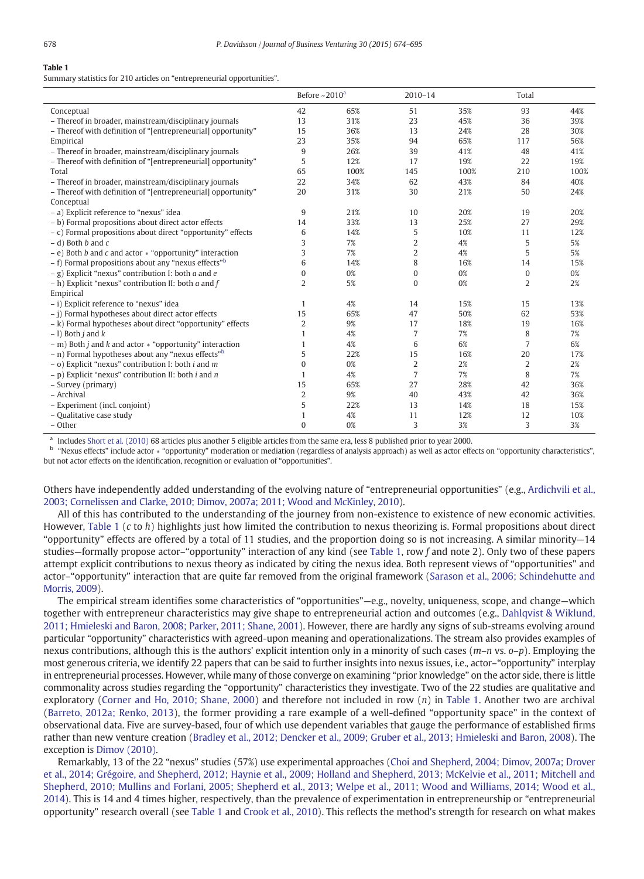**Table 1**

Summary statistics for 210 articles on "entrepreneurial opportunities".

| | Before ~2010[a] | | 2010–14 | | Total | |
|---|---|---|---|---|---|---|
| Conceptual | 42 | 65% | 51 | 35% | 93 | 44% |
| – Thereof in broader, mainstream/disciplinary journals | 13 | 31% | 23 | 45% | 36 | 39% |
| – Thereof with definition of "[entrepreneurial] opportunity" | 15 | 36% | 13 | 24% | 28 | 30% |
| Empirical | 23 | 35% | 94 | 65% | 117 | 56% |
| – Thereof in broader, mainstream/disciplinary journals | 9 | 26% | 39 | 41% | 48 | 41% |
| – Thereof with definition of "[entrepreneurial] opportunity" | 5 | 12% | 17 | 19% | 22 | 19% |
| Total | 65 | 100% | 145 | 100% | 210 | 100% |
| – Thereof in broader, mainstream/disciplinary journals | 22 | 34% | 62 | 43% | 84 | 40% |
| – Thereof with definition of "[entrepreneurial] opportunity" | 20 | 31% | 30 | 21% | 50 | 24% |
| Conceptual | | | | | | |
| – a) Explicit reference to "nexus" idea | 9 | 21% | 10 | 20% | 19 | 20% |
| – b) Formal propositions about direct actor effects | 14 | 33% | 13 | 25% | 27 | 29% |
| – c) Formal propositions about direct "opportunity" effects | 6 | 14% | 5 | 10% | 11 | 12% |
| – d) Both *b* and *c* | 3 | 7% | 2 | 4% | 5 | 5% |
| – e) Both *b* and *c* and actor * "opportunity" interaction | 3 | 7% | 2 | 4% | 5 | 5% |
| – f) Formal propositions about any "nexus effects"[b] | 6 | 14% | 8 | 16% | 14 | 15% |
| – g) Explicit "nexus" contribution I: both *a* and *e* | 0 | 0% | 0 | 0% | 0 | 0% |
| – h) Explicit "nexus" contribution II: both *a* and *f* | 2 | 5% | 0 | 0% | 2 | 2% |
| Empirical | | | | | | |
| – i) Explicit reference to "nexus" idea | 1 | 4% | 14 | 15% | 15 | 13% |
| – j) Formal hypotheses about direct actor effects | 15 | 65% | 47 | 50% | 62 | 53% |
| – k) Formal hypotheses about direct "opportunity" effects | 2 | 9% | 17 | 18% | 19 | 16% |
| – l) Both *j* and *k* | 1 | 4% | 7 | 7% | 8 | 7% |
| – m) Both *j* and *k* and actor * "opportunity" interaction | 1 | 4% | 6 | 6% | 7 | 6% |
| – n) Formal hypotheses about any "nexus effects"[b] | 5 | 22% | 15 | 16% | 20 | 17% |
| – o) Explicit "nexus" contribution I: both *i* and *m* | 0 | 0% | 2 | 2% | 2 | 2% |
| – p) Explicit "nexus" contribution II: both *i* and *n* | 1 | 4% | 7 | 7% | 8 | 7% |
| – Survey (primary) | 15 | 65% | 27 | 28% | 42 | 36% |
| – Archival | 2 | 9% | 40 | 43% | 42 | 36% |
| – Experiment (incl. conjoint) | 5 | 22% | 13 | 14% | 18 | 15% |
| – Qualitative case study | 1 | 4% | 11 | 12% | 12 | 10% |
| – Other | 0 | 0% | 3 | 3% | 3 | 3% |

[a] Includes Short et al. (2010) 68 articles plus another 5 eligible articles from the same era, less 8 published prior to year 2000.

[b] "Nexus effects" include actor * "opportunity" moderation or mediation (regardless of analysis approach) as well as actor effects on "opportunity characteristics", but not actor effects on the identification, recognition or evaluation of "opportunities".

Others have independently added understanding of the evolving nature of "entrepreneurial opportunities" (e.g., Ardichvili et al., 2003; Cornelissen and Clarke, 2010; Dimov, 2007a; 2011; Wood and McKinley, 2010).

All of this has contributed to the understanding of the journey from non-existence to existence of new economic activities. However, Table 1 (*c* to *h*) highlights just how limited the contribution to nexus theorizing is. Formal propositions about direct "opportunity" effects are offered by a total of 11 studies, and the proportion doing so is not increasing. A similar minority—14 studies—formally propose actor–"opportunity" interaction of any kind (see Table 1, row *f* and note 2). Only two of these papers attempt explicit contributions to nexus theory as indicated by citing the nexus idea. Both represent views of "opportunities" and actor–"opportunity" interaction that are quite far removed from the original framework (Sarason et al., 2006; Schindehutte and Morris, 2009).

The empirical stream identifies some characteristics of "opportunities"—e.g., novelty, uniqueness, scope, and change—which together with entrepreneur characteristics may give shape to entrepreneurial action and outcomes (e.g., Dahlqvist & Wiklund, 2011; Hmieleski and Baron, 2008; Parker, 2011; Shane, 2001). However, there are hardly any signs of sub-streams evolving around particular "opportunity" characteristics with agreed-upon meaning and operationalizations. The stream also provides examples of nexus contributions, although this is the authors' explicit intention only in a minority of such cases (*m*–*n* vs. *o*–*p*). Employing the most generous criteria, we identify 22 papers that can be said to further insights into nexus issues, i.e., actor–"opportunity" interplay in entrepreneurial processes. However, while many of those converge on examining "prior knowledge" on the actor side, there is little commonality across studies regarding the "opportunity" characteristics they investigate. Two of the 22 studies are qualitative and exploratory (Corner and Ho, 2010; Shane, 2000) and therefore not included in row (*n*) in Table 1. Another two are archival (Barreto, 2012a; Renko, 2013), the former providing a rare example of a well-defined "opportunity space" in the context of observational data. Five are survey-based, four of which use dependent variables that gauge the performance of established firms rather than new venture creation (Bradley et al., 2012; Dencker et al., 2009; Gruber et al., 2013; Hmieleski and Baron, 2008). The exception is Dimov (2010).

Remarkably, 13 of the 22 "nexus" studies (57%) use experimental approaches (Choi and Shepherd, 2004; Dimov, 2007a; Drover et al., 2014; Grégoire, and Shepherd, 2012; Haynie et al., 2009; Holland and Shepherd, 2013; McKelvie et al., 2011; Mitchell and Shepherd, 2010; Mullins and Forlani, 2005; Shepherd et al., 2013; Welpe et al., 2011; Wood and Williams, 2014; Wood et al., 2014). This is 14 and 4 times higher, respectively, than the prevalence of experimentation in entrepreneurship or "entrepreneurial opportunity" research overall (see Table 1 and Crook et al., 2010). This reflects the method's strength for research on what makes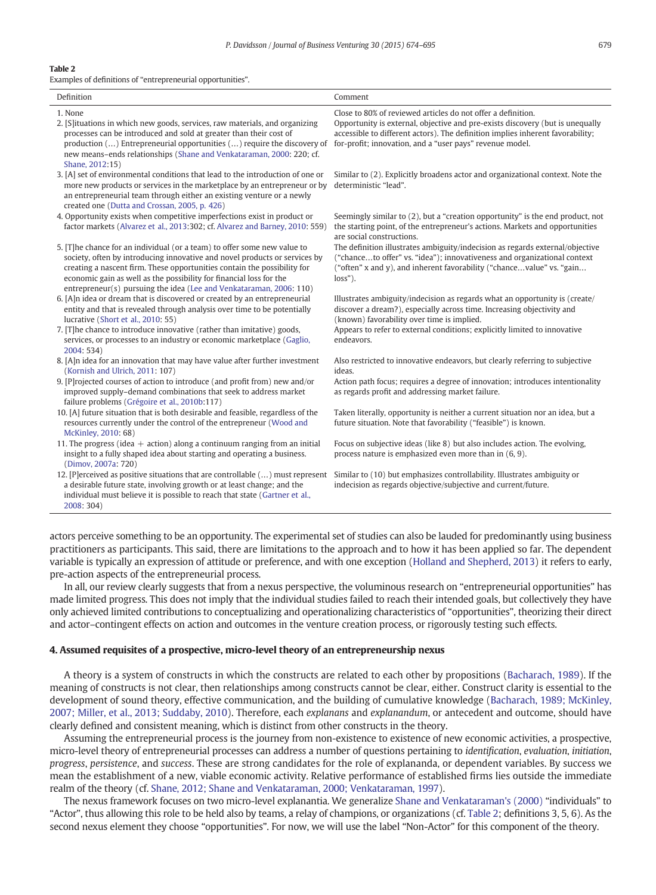**Table 2**
Examples of definitions of "entrepreneurial opportunities".

| Definition | Comment |
|---|---|
| 1. None | Close to 80% of reviewed articles do not offer a definition. |
| 2. [S]ituations in which new goods, services, raw materials, and organizing processes can be introduced and sold at greater than their cost of production (...) Entrepreneurial opportunities (...) require the discovery of new means–ends relationships (Shane and Venkataraman, 2000: 220; cf. Shane, 2012:15) | Opportunity is external, objective and pre-exists discovery (but is unequally accessible to different actors). The definition implies inherent favorability; for-profit; innovation, and a "user pays" revenue model. |
| 3. [A] set of environmental conditions that lead to the introduction of one or more new products or services in the marketplace by an entrepreneur or by an entrepreneurial team through either an existing venture or a newly created one (Dutta and Crossan, 2005, p. 426) | Similar to (2). Explicitly broadens actor and organizational context. Note the deterministic "lead". |
| 4. Opportunity exists when competitive imperfections exist in product or factor markets (Alvarez et al., 2013:302; cf. Alvarez and Barney, 2010: 559) | Seemingly similar to (2), but a "creation opportunity" is the end product, not the starting point, of the entrepreneur's actions. Markets and opportunities are social constructions. |
| 5. [T]he chance for an individual (or a team) to offer some new value to society, often by introducing innovative and novel products or services by creating a nascent firm. These opportunities contain the possibility for economic gain as well as the possibility for financial loss for the entrepreneur(s) pursuing the idea (Lee and Venkataraman, 2006: 110) | The definition illustrates ambiguity/indecision as regards external/objective ("chance…to offer" vs. "idea"); innovativeness and organizational context ("often" x and y), and inherent favorability ("chance…value" vs. "gain… loss"). |
| 6. [A]n idea or dream that is discovered or created by an entrepreneurial entity and that is revealed through analysis over time to be potentially lucrative (Short et al., 2010: 55) | Illustrates ambiguity/indecision as regards what an opportunity is (create/discover a dream?), especially across time. Increasing objectivity and (known) favorability over time is implied. |
| 7. [T]he chance to introduce innovative (rather than imitative) goods, services, or processes to an industry or economic marketplace (Gaglio, 2004: 534) | Appears to refer to external conditions; explicitly limited to innovative endeavors. |
| 8. [A]n idea for an innovation that may have value after further investment (Kornish and Ulrich, 2011: 107) | Also restricted to innovative endeavors, but clearly referring to subjective ideas. |
| 9. [P]rojected courses of action to introduce (and profit from) new and/or improved supply–demand combinations that seek to address market failure problems (Grégoire et al., 2010b:117) | Action path focus; requires a degree of innovation; introduces intentionality as regards profit and addressing market failure. |
| 10. [A] future situation that is both desirable and feasible, regardless of the resources currently under the control of the entrepreneur (Wood and McKinley, 2010: 68) | Taken literally, opportunity is neither a current situation nor an idea, but a future situation. Note that favorability ("feasible") is known. |
| 11. The progress (idea + action) along a continuum ranging from an initial insight to a fully shaped idea about starting and operating a business. (Dimov, 2007a: 720) | Focus on subjective ideas (like 8) but also includes action. The evolving, process nature is emphasized even more than in (6, 9). |
| 12. [P]erceived as positive situations that are controllable (...) must represent a desirable future state, involving growth or at least change; and the individual must believe it is possible to reach that state (Gartner et al., 2008: 304) | Similar to (10) but emphasizes controllability. Illustrates ambiguity or indecision as regards objective/subjective and current/future. |

actors perceive something to be an opportunity. The experimental set of studies can also be lauded for predominantly using business practitioners as participants. This said, there are limitations to the approach and to how it has been applied so far. The dependent variable is typically an expression of attitude or preference, and with one exception (Holland and Shepherd, 2013) it refers to early, pre-action aspects of the entrepreneurial process.

In all, our review clearly suggests that from a nexus perspective, the voluminous research on "entrepreneurial opportunities" has made limited progress. This does not imply that the individual studies failed to reach their intended goals, but collectively they have only achieved limited contributions to conceptualizing and operationalizing characteristics of "opportunities", theorizing their direct and actor–contingent effects on action and outcomes in the venture creation process, or rigorously testing such effects.

## 4. Assumed requisites of a prospective, micro-level theory of an entrepreneurship nexus

A theory is a system of constructs in which the constructs are related to each other by propositions (Bacharach, 1989). If the meaning of constructs is not clear, then relationships among constructs cannot be clear, either. Construct clarity is essential to the development of sound theory, effective communication, and the building of cumulative knowledge (Bacharach, 1989; McKinley, 2007; Miller, et al., 2013; Suddaby, 2010). Therefore, each *explanans* and *explanandum*, or antecedent and outcome, should have clearly defined and consistent meaning, which is distinct from other constructs in the theory.

Assuming the entrepreneurial process is the journey from non-existence to existence of new economic activities, a prospective, micro-level theory of entrepreneurial processes can address a number of questions pertaining to *identification*, *evaluation*, *initiation*, *progress*, *persistence*, and *success*. These are strong candidates for the role of explananda, or dependent variables. By success we mean the establishment of a new, viable economic activity. Relative performance of established firms lies outside the immediate realm of the theory (cf. Shane, 2012; Shane and Venkataraman, 2000; Venkataraman, 1997).

The nexus framework focuses on two micro-level explanantia. We generalize Shane and Venkataraman's (2000) "individuals" to "Actor", thus allowing this role to be held also by teams, a relay of champions, or organizations (cf. Table 2; definitions 3, 5, 6). As the second nexus element they choose "opportunities". For now, we will use the label "Non-Actor" for this component of the theory.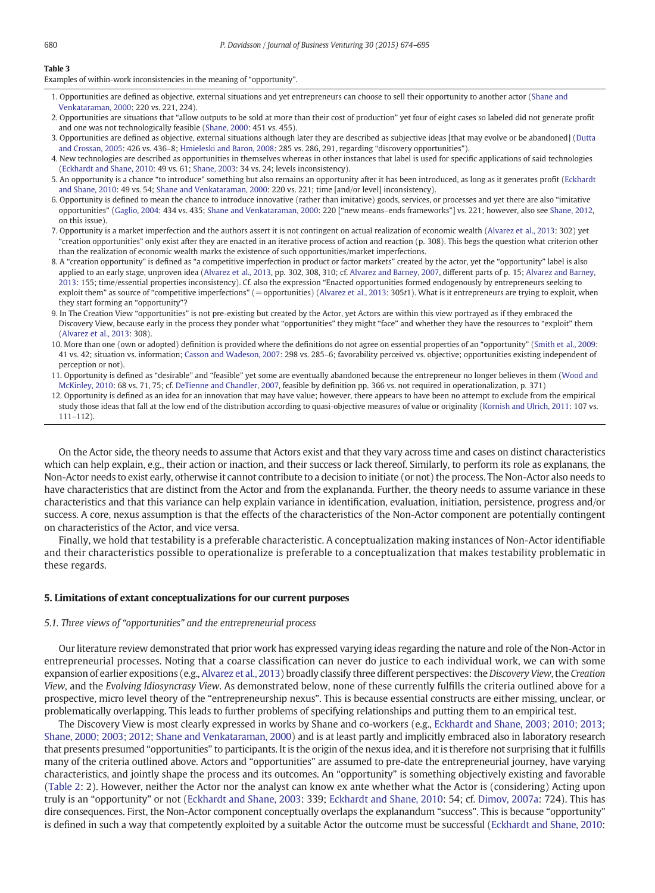**Table 3**

Examples of within-work inconsistencies in the meaning of "opportunity".

1. Opportunities are defined as objective, external situations and yet entrepreneurs can choose to sell their opportunity to another actor (Shane and Venkataraman, 2000: 220 vs. 221, 224).
2. Opportunities are situations that "allow outputs to be sold at more than their cost of production" yet four of eight cases so labeled did not generate profit and one was not technologically feasible (Shane, 2000: 451 vs. 455).
3. Opportunities are defined as objective, external situations although later they are described as subjective ideas [that may evolve or be abandoned] (Dutta and Crossan, 2005: 426 vs. 436–8; Hmieleski and Baron, 2008: 285 vs. 286, 291, regarding "discovery opportunities").
4. New technologies are described as opportunities in themselves whereas in other instances that label is used for specific applications of said technologies (Eckhardt and Shane, 2010: 49 vs. 61; Shane, 2003: 34 vs. 24; levels inconsistency).
5. An opportunity is a chance "to introduce" something but also remains an opportunity after it has been introduced, as long as it generates profit (Eckhardt and Shane, 2010: 49 vs. 54; Shane and Venkataraman, 2000: 220 vs. 221; time [and/or level] inconsistency).
6. Opportunity is defined to mean the chance to introduce innovative (rather than imitative) goods, services, or processes and yet there are also "imitative opportunities" (Gaglio, 2004: 434 vs. 435; Shane and Venkataraman, 2000: 220 ["new means–ends frameworks"] vs. 221; however, also see Shane, 2012, on this issue).
7. Opportunity is a market imperfection and the authors assert it is not contingent on actual realization of economic wealth (Alvarez et al., 2013: 302) yet "creation opportunities" only exist after they are enacted in an iterative process of action and reaction (p. 308). This begs the question what criterion other than the realization of economic wealth marks the existence of such opportunities/market imperfections.
8. A "creation opportunity" is defined as "a competitive imperfection in product or factor markets" created by the actor, yet the "opportunity" label is also applied to an early stage, unproven idea (Alvarez et al., 2013, pp. 302, 308, 310; cf. Alvarez and Barney, 2007, different parts of p. 15; Alvarez and Barney, 2013: 155; time/essential properties inconsistency). Cf. also the expression "Enacted opportunities formed endogenously by entrepreneurs seeking to exploit them" as source of "competitive imperfections" (= opportunities) (Alvarez et al., 2013: 305t1). What is it entrepreneurs are trying to exploit, when they start forming an "opportunity"?
9. In The Creation View "opportunities" is not pre-existing but created by the Actor, yet Actors are within this view portrayed as if they embraced the Discovery View, because early in the process they ponder what "opportunities" they might "face" and whether they have the resources to "exploit" them (Alvarez et al., 2013: 308).
10. More than one (own or adopted) definition is provided where the definitions do not agree on essential properties of an "opportunity" (Smith et al., 2009: 41 vs. 42; situation vs. information; Casson and Wadeson, 2007: 298 vs. 285–6; favorability perceived vs. objective; opportunities existing independent of perception or not).
11. Opportunity is defined as "desirable" and "feasible" yet some are eventually abandoned because the entrepreneur no longer believes in them (Wood and McKinley, 2010: 68 vs. 71, 75; cf. DeTienne and Chandler, 2007, feasible by definition pp. 366 vs. not required in operationalization, p. 371)
12. Opportunity is defined as an idea for an innovation that may have value; however, there appears to have been no attempt to exclude from the empirical study those ideas that fall at the low end of the distribution according to quasi-objective measures of value or originality (Kornish and Ulrich, 2011: 107 vs. 111–112).

On the Actor side, the theory needs to assume that Actors exist and that they vary across time and cases on distinct characteristics which can help explain, e.g., their action or inaction, and their success or lack thereof. Similarly, to perform its role as explanans, the Non-Actor needs to exist early, otherwise it cannot contribute to a decision to initiate (or not) the process. The Non-Actor also needs to have characteristics that are distinct from the Actor and from the explananda. Further, the theory needs to assume variance in these characteristics and that this variance can help explain variance in identification, evaluation, initiation, persistence, progress and/or success. A core, nexus assumption is that the effects of the characteristics of the Non-Actor component are potentially contingent on characteristics of the Actor, and vice versa.

Finally, we hold that testability is a preferable characteristic. A conceptualization making instances of Non-Actor identifiable and their characteristics possible to operationalize is preferable to a conceptualization that makes testability problematic in these regards.

## 5. Limitations of extant conceptualizations for our current purposes

### 5.1. Three views of "opportunities" and the entrepreneurial process

Our literature review demonstrated that prior work has expressed varying ideas regarding the nature and role of the Non-Actor in entrepreneurial processes. Noting that a coarse classification can never do justice to each individual work, we can with some expansion of earlier expositions (e.g., Alvarez et al., 2013) broadly classify three different perspectives: the *Discovery View*, the *Creation View*, and the *Evolving Idiosyncrasy View*. As demonstrated below, none of these currently fulfills the criteria outlined above for a prospective, micro level theory of the "entrepreneurship nexus". This is because essential constructs are either missing, unclear, or problematically overlapping. This leads to further problems of specifying relationships and putting them to an empirical test.

The Discovery View is most clearly expressed in works by Shane and co-workers (e.g., Eckhardt and Shane, 2003; 2010; 2013; Shane, 2000; 2003; 2012; Shane and Venkataraman, 2000) and is at least partly and implicitly embraced also in laboratory research that presents presumed "opportunities" to participants. It is the origin of the nexus idea, and it is therefore not surprising that it fulfills many of the criteria outlined above. Actors and "opportunities" are assumed to pre-date the entrepreneurial journey, have varying characteristics, and jointly shape the process and its outcomes. An "opportunity" is something objectively existing and favorable (Table 2: 2). However, neither the Actor nor the analyst can know ex ante whether what the Actor is (considering) Acting upon truly is an "opportunity" or not (Eckhardt and Shane, 2003: 339; Eckhardt and Shane, 2010: 54; cf. Dimov, 2007a: 724). This has dire consequences. First, the Non-Actor component conceptually overlaps the explanandum "success". This is because "opportunity" is defined in such a way that competently exploited by a suitable Actor the outcome must be successful (Eckhardt and Shane, 2010: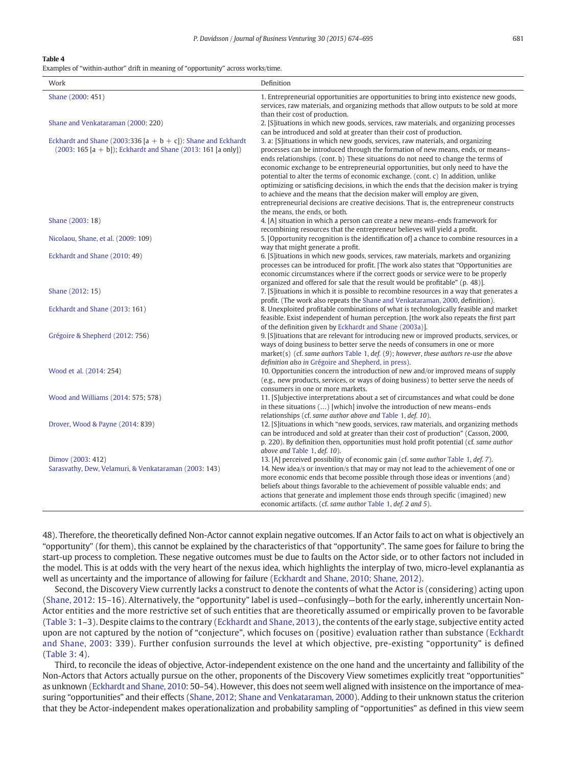**Table 4**
Examples of "within-author" drift in meaning of "opportunity" across works/time.

| Work | Definition |
|---|---|
| Shane (2000: 451) | 1. Entrepreneurial opportunities are opportunities to bring into existence new goods, services, raw materials, and organizing methods that allow outputs to be sold at more than their cost of production. |
| Shane and Venkataraman (2000: 220) | 2. [S]ituations in which new goods, services, raw materials, and organizing processes can be introduced and sold at greater than their cost of production. |
| Eckhardt and Shane (2003:336 [a + b + c]); Shane and Eckhardt (2003: 165 [a + b]); Eckhardt and Shane (2013: 161 [a only]) | 3. a: [S]ituations in which new goods, services, raw materials, and organizing processes can be introduced through the formation of new means, ends, or means–ends relationships. (cont. b) These situations do not need to change the terms of economic exchange to be entrepreneurial opportunities, but only need to have the potential to alter the terms of economic exchange. (cont. c) In addition, unlike optimizing or satisficing decisions, in which the ends that the decision maker is trying to achieve and the means that the decision maker will employ are given, entrepreneurial decisions are creative decisions. That is, the entrepreneur constructs the means, the ends, or both. |
| Shane (2003: 18) | 4. [A] situation in which a person can create a new means–ends framework for recombining resources that the entrepreneur believes will yield a profit. |
| Nicolaou, Shane, et al. (2009: 109) | 5. [Opportunity recognition is the identification of] a chance to combine resources in a way that might generate a profit. |
| Eckhardt and Shane (2010: 49) | 6. [S]ituations in which new goods, services, raw materials, markets and organizing processes can be introduced for profit. [The work also states that "Opportunities are economic circumstances where if the correct goods or service were to be properly organized and offered for sale that the result would be profitable" (p. 48)]. |
| Shane (2012: 15) | 7. [S]ituations in which it is possible to recombine resources in a way that generates a profit. (The work also repeats the Shane and Venkataraman, 2000, definition). |
| Eckhardt and Shane (2013: 161) | 8. Unexploited profitable combinations of what is technologically feasible and market feasible. Exist independent of human perception. [the work also repeats the first part of the definition given by Eckhardt and Shane (2003a)]. |
| Grégoire & Shepherd (2012: 756) | 9. [S]ituations that are relevant for introducing new or improved products, services, or ways of doing business to better serve the needs of consumers in one or more market(s) (cf. *same authors* Table 1, *def. (9); however, these authors re-use the above definition also in* Grégoire and Shepherd, in press). |
| Wood et al. (2014: 254) | 10. Opportunities concern the introduction of new and/or improved means of supply (e.g., new products, services, or ways of doing business) to better serve the needs of consumers in one or more markets. |
| Wood and Williams (2014: 575; 578) | 11. [S]ubjective interpretations about a set of circumstances and what could be done in these situations (…) [which] involve the introduction of new means–ends relationships (cf. *same author above and* Table 1, *def. 10*). |
| Drover, Wood & Payne (2014: 839) | 12. [S]ituations in which "new goods, services, raw materials, and organizing methods can be introduced and sold at greater than their cost of production" (Casson, 2000, p. 220). By definition then, opportunities must hold profit potential (cf. *same author above and* Table 1, *def. 10*). |
| Dimov (2003: 412) | 13. [A] perceived possibility of economic gain (cf. *same author* Table 1, *def. 7*). |
| Sarasvathy, Dew, Velamuri, & Venkataraman (2003: 143) | 14. New idea/s or invention/s that may or may not lead to the achievement of one or more economic ends that become possible through those ideas or inventions (and) beliefs about things favorable to the achievement of possible valuable ends; and actions that generate and implement those ends through specific (imagined) new economic artifacts. (cf. *same author* Table 1, *def. 2 and 5*). |

48). Therefore, the theoretically defined Non-Actor cannot explain negative outcomes. If an Actor fails to act on what is objectively an "opportunity" (for them), this cannot be explained by the characteristics of that "opportunity". The same goes for failure to bring the start-up process to completion. These negative outcomes must be due to faults on the Actor side, or to other factors not included in the model. This is at odds with the very heart of the nexus idea, which highlights the interplay of two, micro-level explanantia as well as uncertainty and the importance of allowing for failure (Eckhardt and Shane, 2010; Shane, 2012).

Second, the Discovery View currently lacks a construct to denote the contents of what the Actor is (considering) acting upon (Shane, 2012: 15–16). Alternatively, the "opportunity" label is used—confusingly—both for the early, inherently uncertain Non-Actor entities and the more restrictive set of such entities that are theoretically assumed or empirically proven to be favorable (Table 3: 1–3). Despite claims to the contrary (Eckhardt and Shane, 2013), the contents of the early stage, subjective entity acted upon are not captured by the notion of "conjecture", which focuses on (positive) evaluation rather than substance (Eckhardt and Shane, 2003: 339). Further confusion surrounds the level at which objective, pre-existing "opportunity" is defined (Table 3: 4).

Third, to reconcile the ideas of objective, Actor-independent existence on the one hand and the uncertainty and fallibility of the Non-Actors that Actors actually pursue on the other, proponents of the Discovery View sometimes explicitly treat "opportunities" as unknown (Eckhardt and Shane, 2010: 50–54). However, this does not seem well aligned with insistence on the importance of measuring "opportunities" and their effects (Shane, 2012; Shane and Venkataraman, 2000). Adding to their unknown status the criterion that they be Actor-independent makes operationalization and probability sampling of "opportunities" as defined in this view seem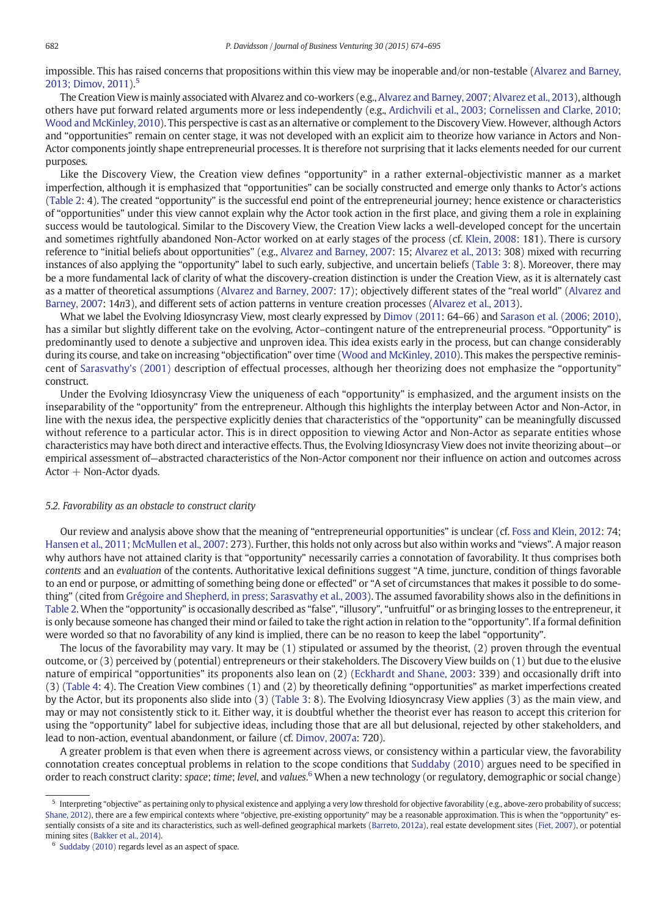impossible. This has raised concerns that propositions within this view may be inoperable and/or non-testable (Alvarez and Barney, 2013; Dimov, 2011).[5]

The Creation View is mainly associated with Alvarez and co-workers (e.g., Alvarez and Barney, 2007; Alvarez et al., 2013), although others have put forward related arguments more or less independently (e.g., Ardichvili et al., 2003; Cornelissen and Clarke, 2010; Wood and McKinley, 2010). This perspective is cast as an alternative or complement to the Discovery View. However, although Actors and "opportunities" remain on center stage, it was not developed with an explicit aim to theorize how variance in Actors and Non-Actor components jointly shape entrepreneurial processes. It is therefore not surprising that it lacks elements needed for our current purposes.

Like the Discovery View, the Creation view defines "opportunity" in a rather external-objectivistic manner as a market imperfection, although it is emphasized that "opportunities" can be socially constructed and emerge only thanks to Actor's actions (Table 2: 4). The created "opportunity" is the successful end point of the entrepreneurial journey; hence existence or characteristics of "opportunities" under this view cannot explain why the Actor took action in the first place, and giving them a role in explaining success would be tautological. Similar to the Discovery View, the Creation View lacks a well-developed concept for the uncertain and sometimes rightfully abandoned Non-Actor worked on at early stages of the process (cf. Klein, 2008: 181). There is cursory reference to "initial beliefs about opportunities" (e.g., Alvarez and Barney, 2007: 15; Alvarez et al., 2013: 308) mixed with recurring instances of also applying the "opportunity" label to such early, subjective, and uncertain beliefs (Table 3: 8). Moreover, there may be a more fundamental lack of clarity of what the discovery-creation distinction is under the Creation View, as it is alternately cast as a matter of theoretical assumptions (Alvarez and Barney, 2007: 17); objectively different states of the "real world" (Alvarez and Barney, 2007: 14*n*3), and different sets of action patterns in venture creation processes (Alvarez et al., 2013).

What we label the Evolving Idiosyncrasy View, most clearly expressed by Dimov (2011: 64–66) and Sarason et al. (2006; 2010), has a similar but slightly different take on the evolving, Actor–contingent nature of the entrepreneurial process. "Opportunity" is predominantly used to denote a subjective and unproven idea. This idea exists early in the process, but can change considerably during its course, and take on increasing "objectification" over time (Wood and McKinley, 2010). This makes the perspective reminiscent of Sarasvathy's (2001) description of effectual processes, although her theorizing does not emphasize the "opportunity" construct.

Under the Evolving Idiosyncrasy View the uniqueness of each "opportunity" is emphasized, and the argument insists on the inseparability of the "opportunity" from the entrepreneur. Although this highlights the interplay between Actor and Non-Actor, in line with the nexus idea, the perspective explicitly denies that characteristics of the "opportunity" can be meaningfully discussed without reference to a particular actor. This is in direct opposition to viewing Actor and Non-Actor as separate entities whose characteristics may have both direct and interactive effects. Thus, the Evolving Idiosyncrasy View does not invite theorizing about—or empirical assessment of—abstracted characteristics of the Non-Actor component nor their influence on action and outcomes across Actor + Non-Actor dyads.

### 5.2. Favorability as an obstacle to construct clarity

Our review and analysis above show that the meaning of "entrepreneurial opportunities" is unclear (cf. Foss and Klein, 2012: 74; Hansen et al., 2011; McMullen et al., 2007: 273). Further, this holds not only across but also within works and "views". A major reason why authors have not attained clarity is that "opportunity" necessarily carries a connotation of favorability. It thus comprises both *contents* and an *evaluation* of the contents. Authoritative lexical definitions suggest "A time, juncture, condition of things favorable to an end or purpose, or admitting of something being done or effected" or "A set of circumstances that makes it possible to do something" (cited from Grégoire and Shepherd, in press; Sarasvathy et al., 2003). The assumed favorability shows also in the definitions in Table 2. When the "opportunity" is occasionally described as "false", "illusory", "unfruitful" or as bringing losses to the entrepreneur, it is only because someone has changed their mind or failed to take the right action in relation to the "opportunity". If a formal definition were worded so that no favorability of any kind is implied, there can be no reason to keep the label "opportunity".

The locus of the favorability may vary. It may be (1) stipulated or assumed by the theorist, (2) proven through the eventual outcome, or (3) perceived by (potential) entrepreneurs or their stakeholders. The Discovery View builds on (1) but due to the elusive nature of empirical "opportunities" its proponents also lean on (2) (Eckhardt and Shane, 2003: 339) and occasionally drift into (3) (Table 4: 4). The Creation View combines (1) and (2) by theoretically defining "opportunities" as market imperfections created by the Actor, but its proponents also slide into (3) (Table 3: 8). The Evolving Idiosyncrasy View applies (3) as the main view, and may or may not consistently stick to it. Either way, it is doubtful whether the theorist ever has reason to accept this criterion for using the "opportunity" label for subjective ideas, including those that are all but delusional, rejected by other stakeholders, and lead to non-action, eventual abandonment, or failure (cf. Dimov, 2007a: 720).

A greater problem is that even when there is agreement across views, or consistency within a particular view, the favorability connotation creates conceptual problems in relation to the scope conditions that Suddaby (2010) argues need to be specified in order to reach construct clarity: *space*; *time*; *level*, and *values*.[6] When a new technology (or regulatory, demographic or social change)

[5] Interpreting "objective" as pertaining only to physical existence and applying a very low threshold for objective favorability (e.g., above-zero probability of success; Shane, 2012), there are a few empirical contexts where "objective, pre-existing opportunity" may be a reasonable approximation. This is when the "opportunity" essentially consists of a site and its characteristics, such as well-defined geographical markets (Barreto, 2012a), real estate development sites (Fiet, 2007), or potential mining sites (Bakker et al., 2014).

[6] Suddaby (2010) regards level as an aspect of space.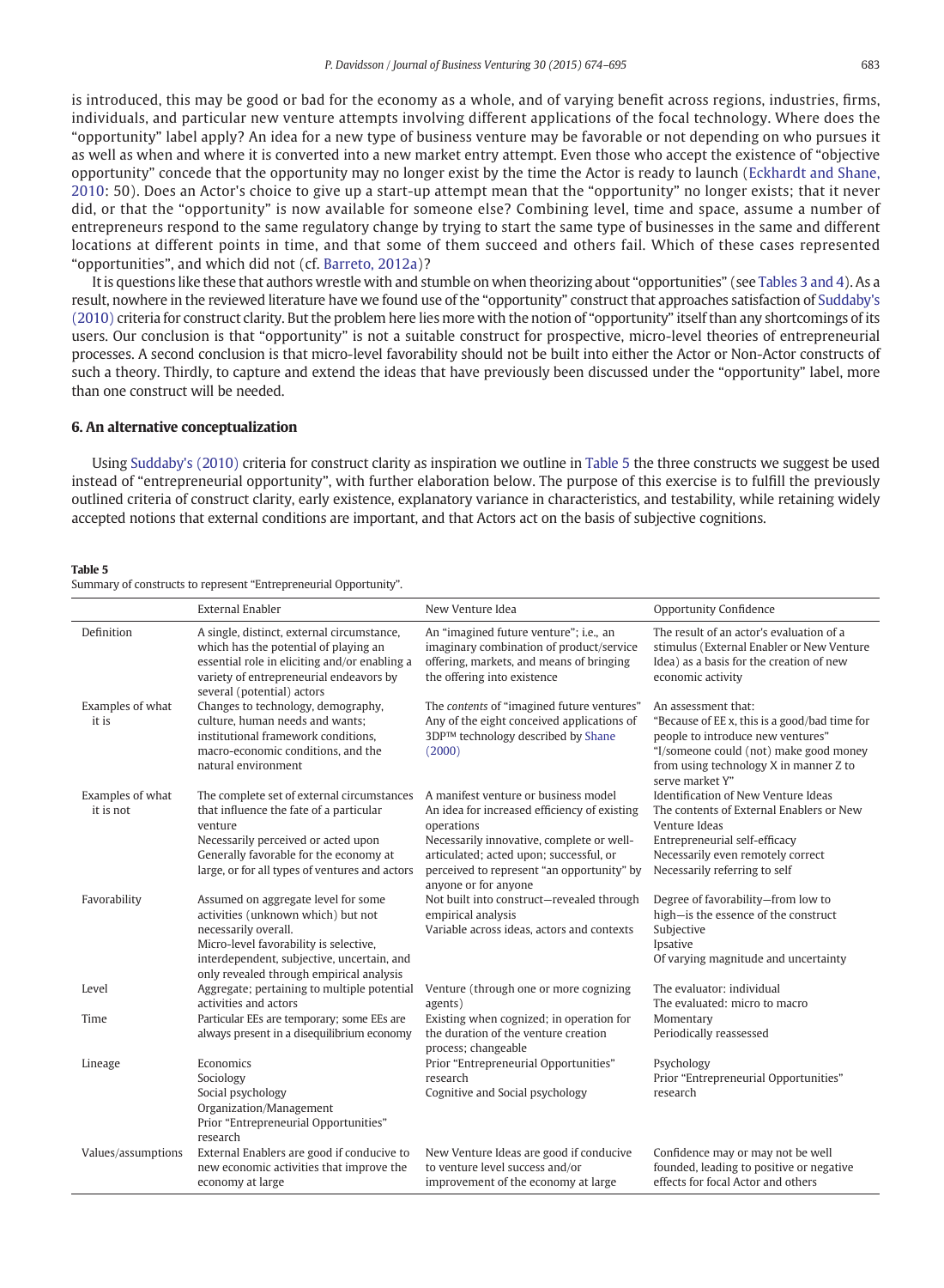is introduced, this may be good or bad for the economy as a whole, and of varying benefit across regions, industries, firms, individuals, and particular new venture attempts involving different applications of the focal technology. Where does the "opportunity" label apply? An idea for a new type of business venture may be favorable or not depending on who pursues it as well as when and where it is converted into a new market entry attempt. Even those who accept the existence of "objective opportunity" concede that the opportunity may no longer exist by the time the Actor is ready to launch (Eckhardt and Shane, 2010: 50). Does an Actor's choice to give up a start-up attempt mean that the "opportunity" no longer exists; that it never did, or that the "opportunity" is now available for someone else? Combining level, time and space, assume a number of entrepreneurs respond to the same regulatory change by trying to start the same type of businesses in the same and different locations at different points in time, and that some of them succeed and others fail. Which of these cases represented "opportunities", and which did not (cf. Barreto, 2012a)?

It is questions like these that authors wrestle with and stumble on when theorizing about "opportunities" (see Tables 3 and 4). As a result, nowhere in the reviewed literature have we found use of the "opportunity" construct that approaches satisfaction of Suddaby's (2010) criteria for construct clarity. But the problem here lies more with the notion of "opportunity" itself than any shortcomings of its users. Our conclusion is that "opportunity" is not a suitable construct for prospective, micro-level theories of entrepreneurial processes. A second conclusion is that micro-level favorability should not be built into either the Actor or Non-Actor constructs of such a theory. Thirdly, to capture and extend the ideas that have previously been discussed under the "opportunity" label, more than one construct will be needed.

## 6. An alternative conceptualization

Using Suddaby's (2010) criteria for construct clarity as inspiration we outline in Table 5 the three constructs we suggest be used instead of "entrepreneurial opportunity", with further elaboration below. The purpose of this exercise is to fulfill the previously outlined criteria of construct clarity, early existence, explanatory variance in characteristics, and testability, while retaining widely accepted notions that external conditions are important, and that Actors act on the basis of subjective cognitions.

**Table 5**
Summary of constructs to represent "Entrepreneurial Opportunity".

| | External Enabler | New Venture Idea | Opportunity Confidence |
|---|---|---|---|
| Definition | A single, distinct, external circumstance, which has the potential of playing an essential role in eliciting and/or enabling a variety of entrepreneurial endeavors by several (potential) actors | An "imagined future venture"; i.e., an imaginary combination of product/service offering, markets, and means of bringing the offering into existence | The result of an actor's evaluation of a stimulus (External Enabler or New Venture Idea) as a basis for the creation of new economic activity |
| Examples of what it is | Changes to technology, demography, culture, human needs and wants; institutional framework conditions, macro-economic conditions, and the natural environment | The *contents* of "imagined future ventures"<br>Any of the eight conceived applications of 3DP™ technology described by Shane (2000) | An assessment that:<br>"Because of EE x, this is a good/bad time for people to introduce new ventures"<br>"I/someone could (not) make good money from using technology X in manner Z to serve market Y" |
| Examples of what it is not | The complete set of external circumstances that influence the fate of a particular venture<br>Necessarily perceived or acted upon<br>Generally favorable for the economy at large, or for all types of ventures and actors | A manifest venture or business model<br>An idea for increased efficiency of existing operations<br>Necessarily innovative, complete or well-articulated; acted upon; successful, or perceived to represent "an opportunity" by anyone or for anyone | Identification of New Venture Ideas<br>The contents of External Enablers or New Venture Ideas<br>Entrepreneurial self-efficacy<br>Necessarily even remotely correct<br>Necessarily referring to self |
| Favorability | Assumed on aggregate level for some activities (unknown which) but not necessarily overall.<br>Micro-level favorability is selective, interdependent, subjective, uncertain, and only revealed through empirical analysis | Not built into construct—revealed through empirical analysis<br>Variable across ideas, actors and contexts | Degree of favorability—from low to high—is the essence of the construct<br>Subjective<br>Ipsative<br>Of varying magnitude and uncertainty |
| Level | Aggregate; pertaining to multiple potential activities and actors | Venture (through one or more cognizing agents) | The evaluator: individual<br>The evaluated: micro to macro |
| Time | Particular EEs are temporary; some EEs are always present in a disequilibrium economy | Existing when cognized; in operation for the duration of the venture creation process; changeable | Momentary<br>Periodically reassessed |
| Lineage | Economics<br>Sociology<br>Social psychology<br>Organization/Management<br>Prior "Entrepreneurial Opportunities" research | Prior "Entrepreneurial Opportunities" research<br>Cognitive and Social psychology | Psychology<br>Prior "Entrepreneurial Opportunities" research |
| Values/assumptions | External Enablers are good if conducive to new economic activities that improve the economy at large | New Venture Ideas are good if conducive to venture level success and/or improvement of the economy at large | Confidence may or may not be well founded, leading to positive or negative effects for focal Actor and others |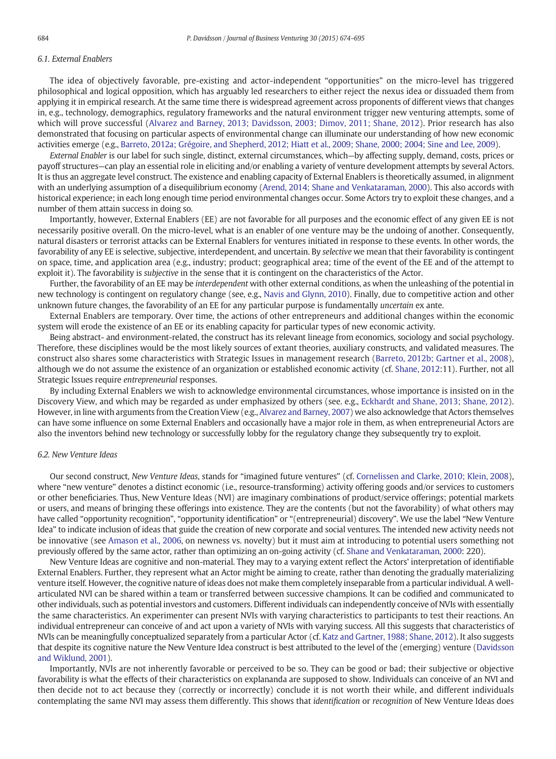### 6.1. External Enablers

The idea of objectively favorable, pre-existing and actor-independent "opportunities" on the micro-level has triggered philosophical and logical opposition, which has arguably led researchers to either reject the nexus idea or dissuaded them from applying it in empirical research. At the same time there is widespread agreement across proponents of different views that changes in, e.g., technology, demographics, regulatory frameworks and the natural environment trigger new venturing attempts, some of which will prove successful (Alvarez and Barney, 2013; Davidsson, 2003; Dimov, 2011; Shane, 2012). Prior research has also demonstrated that focusing on particular aspects of environmental change can illuminate our understanding of how new economic activities emerge (e.g., Barreto, 2012a; Grégoire, and Shepherd, 2012; Hiatt et al., 2009; Shane, 2000; 2004; Sine and Lee, 2009).

*External Enabler* is our label for such single, distinct, external circumstances, which—by affecting supply, demand, costs, prices or payoff structures—can play an essential role in eliciting and/or enabling a variety of venture development attempts by several Actors. It is thus an aggregate level construct. The existence and enabling capacity of External Enablers is theoretically assumed, in alignment with an underlying assumption of a disequilibrium economy (Arend, 2014; Shane and Venkataraman, 2000). This also accords with historical experience; in each long enough time period environmental changes occur. Some Actors try to exploit these changes, and a number of them attain success in doing so.

Importantly, however, External Enablers (EE) are not favorable for all purposes and the economic effect of any given EE is not necessarily positive overall. On the micro-level, what is an enabler of one venture may be the undoing of another. Consequently, natural disasters or terrorist attacks can be External Enablers for ventures initiated in response to these events. In other words, the favorability of any EE is selective, subjective, interdependent, and uncertain. By *selective* we mean that their favorability is contingent on space, time, and application area (e.g., industry; product; geographical area; time of the event of the EE and of the attempt to exploit it). The favorability is *subjective* in the sense that it is contingent on the characteristics of the Actor.

Further, the favorability of an EE may be *interdependent* with other external conditions, as when the unleashing of the potential in new technology is contingent on regulatory change (see, e.g., Navis and Glynn, 2010). Finally, due to competitive action and other unknown future changes, the favorability of an EE for any particular purpose is fundamentally *uncertain* ex ante.

External Enablers are temporary. Over time, the actions of other entrepreneurs and additional changes within the economic system will erode the existence of an EE or its enabling capacity for particular types of new economic activity.

Being abstract- and environment-related, the construct has its relevant lineage from economics, sociology and social psychology. Therefore, these disciplines would be the most likely sources of extant theories, auxiliary constructs, and validated measures. The construct also shares some characteristics with Strategic Issues in management research (Barreto, 2012b; Gartner et al., 2008), although we do not assume the existence of an organization or established economic activity (cf. Shane, 2012:11). Further, not all Strategic Issues require *entrepreneurial* responses.

By including External Enablers we wish to acknowledge environmental circumstances, whose importance is insisted on in the Discovery View, and which may be regarded as under emphasized by others (see. e.g., Eckhardt and Shane, 2013; Shane, 2012). However, in line with arguments from the Creation View (e.g., Alvarez and Barney, 2007) we also acknowledge that Actors themselves can have some influence on some External Enablers and occasionally have a major role in them, as when entrepreneurial Actors are also the inventors behind new technology or successfully lobby for the regulatory change they subsequently try to exploit.

### 6.2. New Venture Ideas

Our second construct, *New Venture Ideas*, stands for "imagined future ventures" (cf. Cornelissen and Clarke, 2010; Klein, 2008), where "new venture" denotes a distinct economic (i.e., resource-transforming) activity offering goods and/or services to customers or other beneficiaries. Thus, New Venture Ideas (NVI) are imaginary combinations of product/service offerings; potential markets or users, and means of bringing these offerings into existence. They are the contents (but not the favorability) of what others may have called "opportunity recognition", "opportunity identification" or "(entrepreneurial) discovery". We use the label "New Venture Idea" to indicate inclusion of ideas that guide the creation of new corporate and social ventures. The intended new activity needs not be innovative (see Amason et al., 2006, on newness vs. novelty) but it must aim at introducing to potential users something not previously offered by the same actor, rather than optimizing an on-going activity (cf. Shane and Venkataraman, 2000: 220).

New Venture Ideas are cognitive and non-material. They may to a varying extent reflect the Actors' interpretation of identifiable External Enablers. Further, they represent what an Actor might be aiming to create, rather than denoting the gradually materializing venture itself. However, the cognitive nature of ideas does not make them completely inseparable from a particular individual. A well-articulated NVI can be shared within a team or transferred between successive champions. It can be codified and communicated to other individuals, such as potential investors and customers. Different individuals can independently conceive of NVIs with essentially the same characteristics. An experimenter can present NVIs with varying characteristics to participants to test their reactions. An individual entrepreneur can conceive of and act upon a variety of NVIs with varying success. All this suggests that characteristics of NVIs can be meaningfully conceptualized separately from a particular Actor (cf. Katz and Gartner, 1988; Shane, 2012). It also suggests that despite its cognitive nature the New Venture Idea construct is best attributed to the level of the (emerging) venture (Davidsson and Wiklund, 2001).

Importantly, NVIs are not inherently favorable or perceived to be so. They can be good or bad; their subjective or objective favorability is what the effects of their characteristics on explananda are supposed to show. Individuals can conceive of an NVI and then decide not to act because they (correctly or incorrectly) conclude it is not worth their while, and different individuals contemplating the same NVI may assess them differently. This shows that *identification* or *recognition* of New Venture Ideas does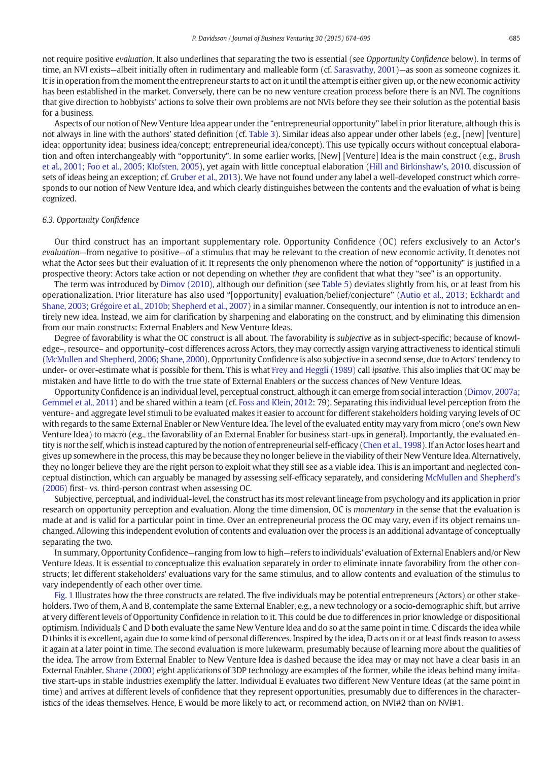not require positive *evaluation*. It also underlines that separating the two is essential (see *Opportunity Confidence* below). In terms of time, an NVI exists—albeit initially often in rudimentary and malleable form (cf. Sarasvathy, 2001)—as soon as someone cognizes it. It is in operation from the moment the entrepreneur starts to act on it until the attempt is either given up, or the new economic activity has been established in the market. Conversely, there can be no new venture creation process before there is an NVI. The cognitions that give direction to hobbyists' actions to solve their own problems are not NVIs before they see their solution as the potential basis for a business.

Aspects of our notion of New Venture Idea appear under the "entrepreneurial opportunity" label in prior literature, although this is not always in line with the authors' stated definition (cf. Table 3). Similar ideas also appear under other labels (e.g., [new] [venture] idea; opportunity idea; business idea/concept; entrepreneurial idea/concept). This use typically occurs without conceptual elaboration and often interchangeably with "opportunity". In some earlier works, [New] [Venture] Idea is the main construct (e.g., Brush et al., 2001; Foo et al., 2005; Klofsten, 2005), yet again with little conceptual elaboration (Hill and Birkinshaw's, 2010, discussion of sets of ideas being an exception; cf. Gruber et al., 2013). We have not found under any label a well-developed construct which corresponds to our notion of New Venture Idea, and which clearly distinguishes between the contents and the evaluation of what is being cognized.

### 6.3. Opportunity Confidence

Our third construct has an important supplementary role. Opportunity Confidence (OC) refers exclusively to an Actor's *evaluation*—from negative to positive—of a stimulus that may be relevant to the creation of new economic activity. It denotes not what the Actor sees but their evaluation of it. It represents the only phenomenon where the notion of "opportunity" is justified in a prospective theory: Actors take action or not depending on whether *they* are confident that what they "see" is an opportunity.

The term was introduced by Dimov (2010), although our definition (see Table 5) deviates slightly from his, or at least from his operationalization. Prior literature has also used "[opportunity] evaluation/belief/conjecture" (Autio et al., 2013; Eckhardt and Shane, 2003; Grégoire et al., 2010b; Shepherd et al., 2007) in a similar manner. Consequently, our intention is not to introduce an entirely new idea. Instead, we aim for clarification by sharpening and elaborating on the construct, and by eliminating this dimension from our main constructs: External Enablers and New Venture Ideas.

Degree of favorability is what the OC construct is all about. The favorability is *subjective* as in subject-specific; because of knowledge–, resource– and opportunity–cost differences across Actors, they may correctly assign varying attractiveness to identical stimuli (McMullen and Shepherd, 2006; Shane, 2000). Opportunity Confidence is also subjective in a second sense, due to Actors' tendency to under- or over-estimate what is possible for them. This is what Frey and Heggli (1989) call *ipsative*. This also implies that OC may be mistaken and have little to do with the true state of External Enablers or the success chances of New Venture Ideas.

Opportunity Confidence is an individual level, perceptual construct, although it can emerge from social interaction (Dimov, 2007a; Gemmel et al., 2011) and be shared within a team (cf. Foss and Klein, 2012: 79). Separating this individual level perception from the venture- and aggregate level stimuli to be evaluated makes it easier to account for different stakeholders holding varying levels of OC with regards to the same External Enabler or New Venture Idea. The level of the evaluated entity may vary from micro (one's own New Venture Idea) to macro (e.g., the favorability of an External Enabler for business start-ups in general). Importantly, the evaluated entity is *not* the self, which is instead captured by the notion of entrepreneurial self-efficacy (Chen et al., 1998). If an Actor loses heart and gives up somewhere in the process, this may be because they no longer believe in the viability of their New Venture Idea. Alternatively, they no longer believe they are the right person to exploit what they still see as a viable idea. This is an important and neglected conceptual distinction, which can arguably be managed by assessing self-efficacy separately, and considering McMullen and Shepherd's (2006) first- vs. third-person contrast when assessing OC.

Subjective, perceptual, and individual-level, the construct has its most relevant lineage from psychology and its application in prior research on opportunity perception and evaluation. Along the time dimension, OC is *momentary* in the sense that the evaluation is made at and is valid for a particular point in time. Over an entrepreneurial process the OC may vary, even if its object remains unchanged. Allowing this independent evolution of contents and evaluation over the process is an additional advantage of conceptually separating the two.

In summary, Opportunity Confidence—ranging from low to high—refers to individuals' evaluation of External Enablers and/or New Venture Ideas. It is essential to conceptualize this evaluation separately in order to eliminate innate favorability from the other constructs; let different stakeholders' evaluations vary for the same stimulus, and to allow contents and evaluation of the stimulus to vary independently of each other over time.

Fig. 1 Illustrates how the three constructs are related. The five individuals may be potential entrepreneurs (Actors) or other stakeholders. Two of them, A and B, contemplate the same External Enabler, e.g., a new technology or a socio-demographic shift, but arrive at very different levels of Opportunity Confidence in relation to it. This could be due to differences in prior knowledge or dispositional optimism. Individuals C and D both evaluate the same New Venture Idea and do so at the same point in time. C discards the idea while D thinks it is excellent, again due to some kind of personal differences. Inspired by the idea, D acts on it or at least finds reason to assess it again at a later point in time. The second evaluation is more lukewarm, presumably because of learning more about the qualities of the idea. The arrow from External Enabler to New Venture Idea is dashed because the idea may or may not have a clear basis in an External Enabler. Shane (2000) eight applications of 3DP technology are examples of the former, while the ideas behind many imitative start-ups in stable industries exemplify the latter. Individual E evaluates two different New Venture Ideas (at the same point in time) and arrives at different levels of confidence that they represent opportunities, presumably due to differences in the characteristics of the ideas themselves. Hence, E would be more likely to act, or recommend action, on NVI#2 than on NVI#1.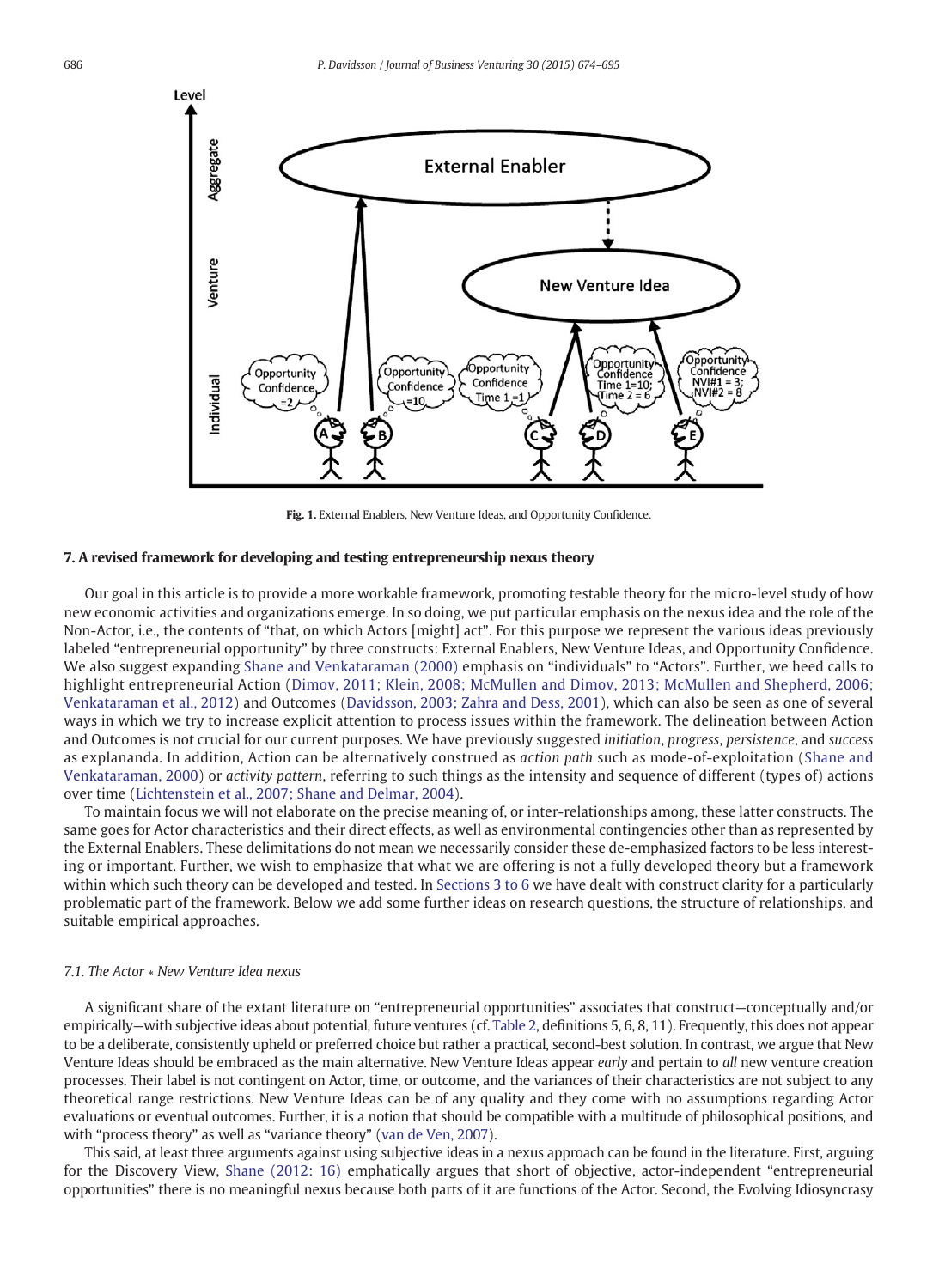Fig. 1. External Enablers, New Venture Ideas, and Opportunity Confidence.

## 7. A revised framework for developing and testing entrepreneurship nexus theory

Our goal in this article is to provide a more workable framework, promoting testable theory for the micro-level study of how new economic activities and organizations emerge. In so doing, we put particular emphasis on the nexus idea and the role of the Non-Actor, i.e., the contents of "that, on which Actors [might] act". For this purpose we represent the various ideas previously labeled "entrepreneurial opportunity" by three constructs: External Enablers, New Venture Ideas, and Opportunity Confidence. We also suggest expanding Shane and Venkataraman (2000) emphasis on "individuals" to "Actors". Further, we heed calls to highlight entrepreneurial Action (Dimov, 2011; Klein, 2008; McMullen and Dimov, 2013; McMullen and Shepherd, 2006; Venkataraman et al., 2012) and Outcomes (Davidsson, 2003; Zahra and Dess, 2001), which can also be seen as one of several ways in which we try to increase explicit attention to process issues within the framework. The delineation between Action and Outcomes is not crucial for our current purposes. We have previously suggested *initiation*, *progress*, *persistence*, and *success* as explananda. In addition, Action can be alternatively construed as *action path* such as mode-of-exploitation (Shane and Venkataraman, 2000) or *activity pattern*, referring to such things as the intensity and sequence of different (types of) actions over time (Lichtenstein et al., 2007; Shane and Delmar, 2004).

To maintain focus we will not elaborate on the precise meaning of, or inter-relationships among, these latter constructs. The same goes for Actor characteristics and their direct effects, as well as environmental contingencies other than as represented by the External Enablers. These delimitations do not mean we necessarily consider these de-emphasized factors to be less interesting or important. Further, we wish to emphasize that what we are offering is not a fully developed theory but a framework within which such theory can be developed and tested. In Sections 3 to 6 we have dealt with construct clarity for a particularly problematic part of the framework. Below we add some further ideas on research questions, the structure of relationships, and suitable empirical approaches.

### 7.1. The Actor * New Venture Idea nexus

A significant share of the extant literature on "entrepreneurial opportunities" associates that construct—conceptually and/or empirically—with subjective ideas about potential, future ventures (cf. Table 2, definitions 5, 6, 8, 11). Frequently, this does not appear to be a deliberate, consistently upheld or preferred choice but rather a practical, second-best solution. In contrast, we argue that New Venture Ideas should be embraced as the main alternative. New Venture Ideas appear *early* and pertain to *all* new venture creation processes. Their label is not contingent on Actor, time, or outcome, and the variances of their characteristics are not subject to any theoretical range restrictions. New Venture Ideas can be of any quality and they come with no assumptions regarding Actor evaluations or eventual outcomes. Further, it is a notion that should be compatible with a multitude of philosophical positions, and with "process theory" as well as "variance theory" (van de Ven, 2007).

This said, at least three arguments against using subjective ideas in a nexus approach can be found in the literature. First, arguing for the Discovery View, Shane (2012: 16) emphatically argues that short of objective, actor-independent "entrepreneurial opportunities" there is no meaningful nexus because both parts of it are functions of the Actor. Second, the Evolving Idiosyncrasy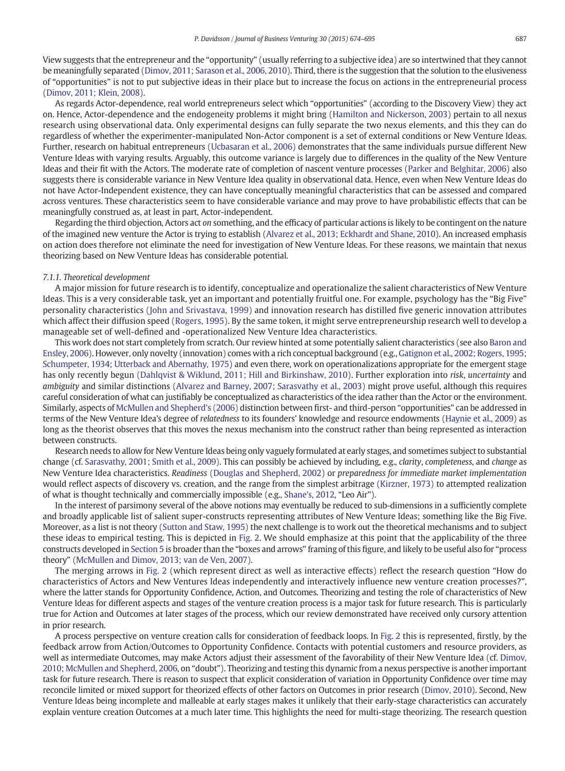View suggests that the entrepreneur and the "opportunity" (usually referring to a subjective idea) are so intertwined that they cannot be meaningfully separated (Dimov, 2011; Sarason et al., 2006, 2010). Third, there is the suggestion that the solution to the elusiveness of "opportunities" is not to put subjective ideas in their place but to increase the focus on actions in the entrepreneurial process (Dimov, 2011; Klein, 2008).

As regards Actor-dependence, real world entrepreneurs select which "opportunities" (according to the Discovery View) they act on. Hence, Actor-dependence and the endogeneity problems it might bring (Hamilton and Nickerson, 2003) pertain to all nexus research using observational data. Only experimental designs can fully separate the two nexus elements, and this they can do regardless of whether the experimenter-manipulated Non-Actor component is a set of external conditions or New Venture Ideas. Further, research on habitual entrepreneurs (Ucbasaran et al., 2006) demonstrates that the same individuals pursue different New Venture Ideas with varying results. Arguably, this outcome variance is largely due to differences in the quality of the New Venture Ideas and their fit with the Actors. The moderate rate of completion of nascent venture processes (Parker and Belghitar, 2006) also suggests there is considerable variance in New Venture Idea quality in observational data. Hence, even when New Venture Ideas do not have Actor-Independent existence, they can have conceptually meaningful characteristics that can be assessed and compared across ventures. These characteristics seem to have considerable variance and may prove to have probabilistic effects that can be meaningfully construed as, at least in part, Actor-independent.

Regarding the third objection, Actors act *on* something, and the efficacy of particular actions is likely to be contingent on the nature of the imagined new venture the Actor is trying to establish (Alvarez et al., 2013; Eckhardt and Shane, 2010). An increased emphasis on action does therefore not eliminate the need for investigation of New Venture Ideas. For these reasons, we maintain that nexus theorizing based on New Venture Ideas has considerable potential.

#### 7.1.1. Theoretical development

A major mission for future research is to identify, conceptualize and operationalize the salient characteristics of New Venture Ideas. This is a very considerable task, yet an important and potentially fruitful one. For example, psychology has the "Big Five" personality characteristics (John and Srivastava, 1999) and innovation research has distilled five generic innovation attributes which affect their diffusion speed (Rogers, 1995). By the same token, it might serve entrepreneurship research well to develop a manageable set of well-defined and -operationalized New Venture Idea characteristics.

This work does not start completely from scratch. Our review hinted at some potentially salient characteristics (see also Baron and Ensley, 2006). However, only novelty (innovation) comes with a rich conceptual background (e.g., Gatignon et al., 2002; Rogers, 1995; Schumpeter, 1934; Utterback and Abernathy, 1975) and even there, work on operationalizations appropriate for the emergent stage has only recently begun (Dahlqvist & Wiklund, 2011; Hill and Birkinshaw, 2010). Further exploration into *risk*, *uncertainty* and *ambiguity* and similar distinctions (Alvarez and Barney, 2007; Sarasvathy et al., 2003) might prove useful, although this requires careful consideration of what can justifiably be conceptualized as characteristics of the idea rather than the Actor or the environment. Similarly, aspects of McMullen and Shepherd's (2006) distinction between first- and third-person "opportunities" can be addressed in terms of the New Venture Idea's degree of *relatedness* to its founders' knowledge and resource endowments (Haynie et al., 2009) as long as the theorist observes that this moves the nexus mechanism into the construct rather than being represented as interaction between constructs.

Research needs to allow for New Venture Ideas being only vaguely formulated at early stages, and sometimes subject to substantial change (cf. Sarasvathy, 2001; Smith et al., 2009). This can possibly be achieved by including, e.g., *clarity*, *completeness*, and *change* as New Venture Idea characteristics. *Readiness* (Douglas and Shepherd, 2002) or *preparedness for immediate market implementation* would reflect aspects of discovery vs. creation, and the range from the simplest arbitrage (Kirzner, 1973) to attempted realization of what is thought technically and commercially impossible (e.g., Shane's, 2012, "Leo Air").

In the interest of parsimony several of the above notions may eventually be reduced to sub-dimensions in a sufficiently complete and broadly applicable list of salient super-constructs representing attributes of New Venture Ideas; something like the Big Five. Moreover, as a list is not theory (Sutton and Staw, 1995) the next challenge is to work out the theoretical mechanisms and to subject these ideas to empirical testing. This is depicted in Fig. 2. We should emphasize at this point that the applicability of the three constructs developed in Section 5 is broader than the "boxes and arrows" framing of this figure, and likely to be useful also for "process theory" (McMullen and Dimov, 2013; van de Ven, 2007).

The merging arrows in Fig. 2 (which represent direct as well as interactive effects) reflect the research question "How do characteristics of Actors and New Ventures Ideas independently and interactively influence new venture creation processes?", where the latter stands for Opportunity Confidence, Action, and Outcomes. Theorizing and testing the role of characteristics of New Venture Ideas for different aspects and stages of the venture creation process is a major task for future research. This is particularly true for Action and Outcomes at later stages of the process, which our review demonstrated have received only cursory attention in prior research.

A process perspective on venture creation calls for consideration of feedback loops. In Fig. 2 this is represented, firstly, by the feedback arrow from Action/Outcomes to Opportunity Confidence. Contacts with potential customers and resource providers, as well as intermediate Outcomes, may make Actors adjust their assessment of the favorability of their New Venture Idea (cf. Dimov, 2010; McMullen and Shepherd, 2006, on "doubt"). Theorizing and testing this dynamic from a nexus perspective is another important task for future research. There is reason to suspect that explicit consideration of variation in Opportunity Confidence over time may reconcile limited or mixed support for theorized effects of other factors on Outcomes in prior research (Dimov, 2010). Second, New Venture Ideas being incomplete and malleable at early stages makes it unlikely that their early-stage characteristics can accurately explain venture creation Outcomes at a much later time. This highlights the need for multi-stage theorizing. The research question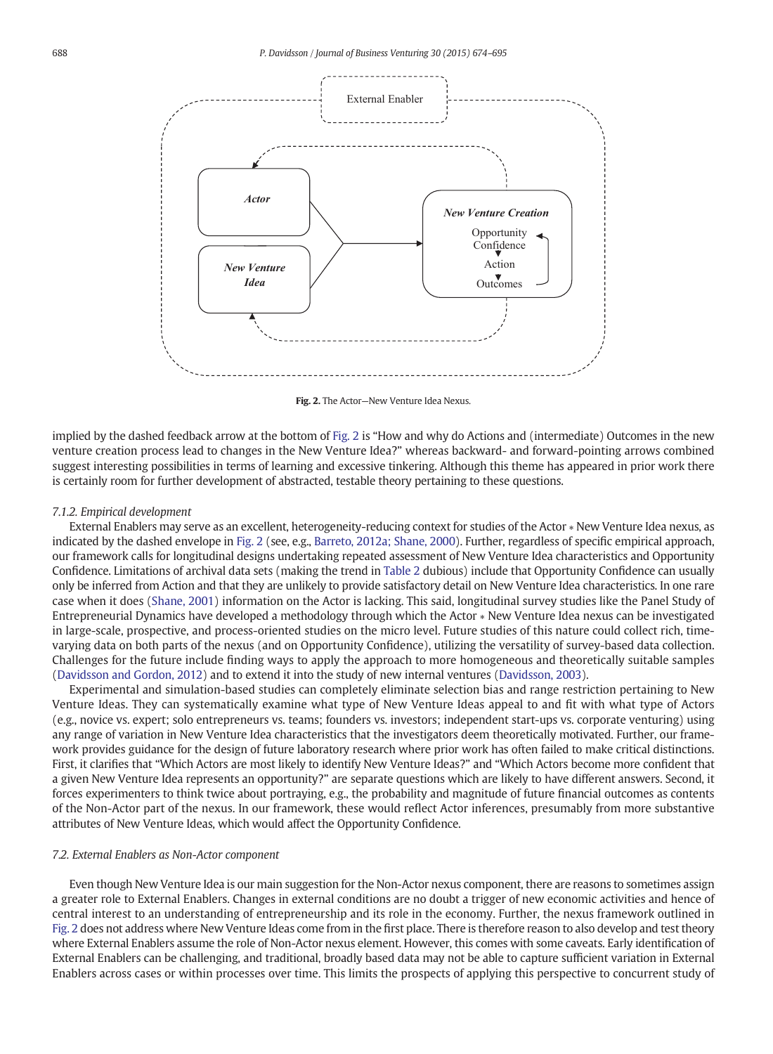Fig. 2. The Actor—New Venture Idea Nexus.

implied by the dashed feedback arrow at the bottom of Fig. 2 is "How and why do Actions and (intermediate) Outcomes in the new venture creation process lead to changes in the New Venture Idea?" whereas backward- and forward-pointing arrows combined suggest interesting possibilities in terms of learning and excessive tinkering. Although this theme has appeared in prior work there is certainly room for further development of abstracted, testable theory pertaining to these questions.

#### 7.1.2. Empirical development

External Enablers may serve as an excellent, heterogeneity-reducing context for studies of the Actor * New Venture Idea nexus, as indicated by the dashed envelope in Fig. 2 (see, e.g., Barreto, 2012a; Shane, 2000). Further, regardless of specific empirical approach, our framework calls for longitudinal designs undertaking repeated assessment of New Venture Idea characteristics and Opportunity Confidence. Limitations of archival data sets (making the trend in Table 2 dubious) include that Opportunity Confidence can usually only be inferred from Action and that they are unlikely to provide satisfactory detail on New Venture Idea characteristics. In one rare case when it does (Shane, 2001) information on the Actor is lacking. This said, longitudinal survey studies like the Panel Study of Entrepreneurial Dynamics have developed a methodology through which the Actor * New Venture Idea nexus can be investigated in large-scale, prospective, and process-oriented studies on the micro level. Future studies of this nature could collect rich, time-varying data on both parts of the nexus (and on Opportunity Confidence), utilizing the versatility of survey-based data collection. Challenges for the future include finding ways to apply the approach to more homogeneous and theoretically suitable samples (Davidsson and Gordon, 2012) and to extend it into the study of new internal ventures (Davidsson, 2003).

Experimental and simulation-based studies can completely eliminate selection bias and range restriction pertaining to New Venture Ideas. They can systematically examine what type of New Venture Ideas appeal to and fit with what type of Actors (e.g., novice vs. expert; solo entrepreneurs vs. teams; founders vs. investors; independent start-ups vs. corporate venturing) using any range of variation in New Venture Idea characteristics that the investigators deem theoretically motivated. Further, our framework provides guidance for the design of future laboratory research where prior work has often failed to make critical distinctions. First, it clarifies that "Which Actors are most likely to identify New Venture Ideas?" and "Which Actors become more confident that a given New Venture Idea represents an opportunity?" are separate questions which are likely to have different answers. Second, it forces experimenters to think twice about portraying, e.g., the probability and magnitude of future financial outcomes as contents of the Non-Actor part of the nexus. In our framework, these would reflect Actor inferences, presumably from more substantive attributes of New Venture Ideas, which would affect the Opportunity Confidence.

### 7.2. External Enablers as Non-Actor component

Even though New Venture Idea is our main suggestion for the Non-Actor nexus component, there are reasons to sometimes assign a greater role to External Enablers. Changes in external conditions are no doubt a trigger of new economic activities and hence of central interest to an understanding of entrepreneurship and its role in the economy. Further, the nexus framework outlined in Fig. 2 does not address where New Venture Ideas come from in the first place. There is therefore reason to also develop and test theory where External Enablers assume the role of Non-Actor nexus element. However, this comes with some caveats. Early identification of External Enablers can be challenging, and traditional, broadly based data may not be able to capture sufficient variation in External Enablers across cases or within processes over time. This limits the prospects of applying this perspective to concurrent study of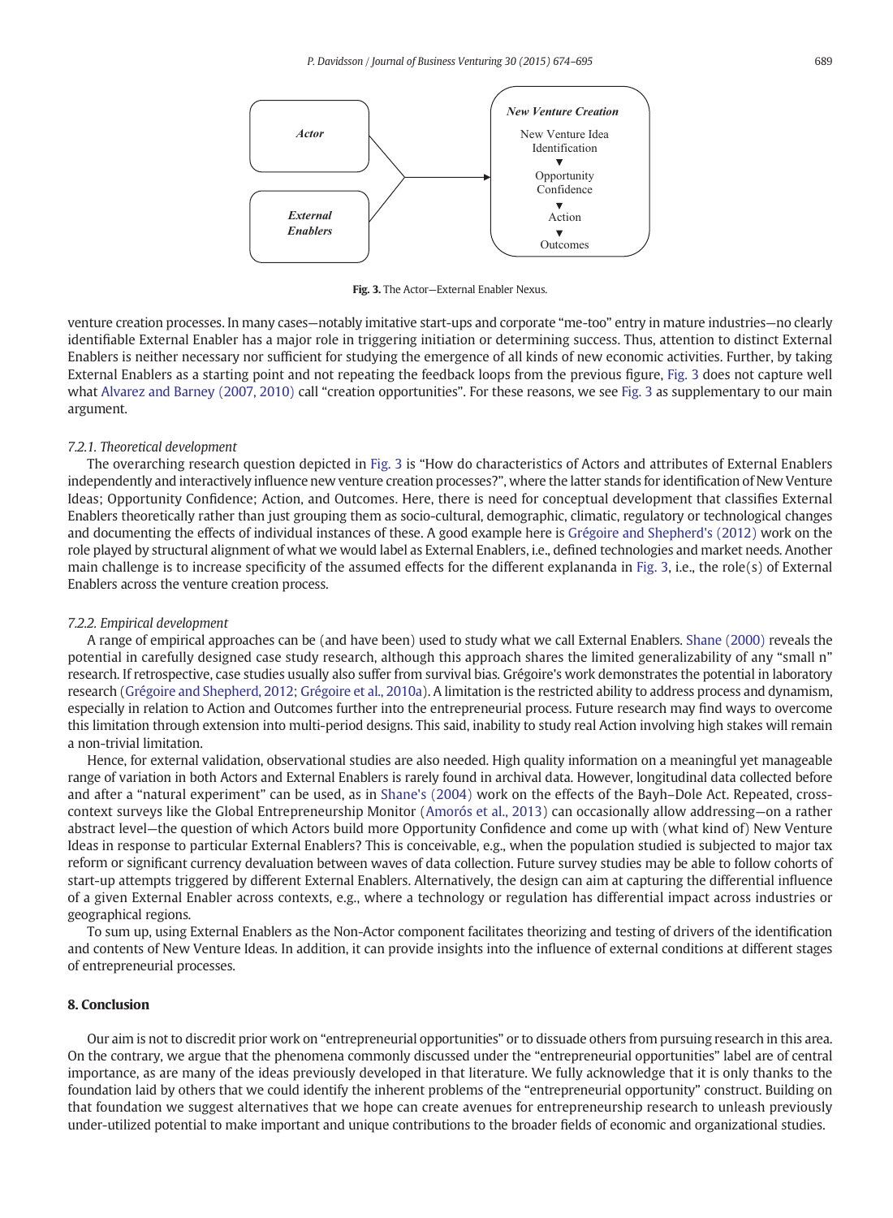Fig. 3. The Actor—External Enabler Nexus.

venture creation processes. In many cases—notably imitative start-ups and corporate "me-too" entry in mature industries—no clearly identifiable External Enabler has a major role in triggering initiation or determining success. Thus, attention to distinct External Enablers is neither necessary nor sufficient for studying the emergence of all kinds of new economic activities. Further, by taking External Enablers as a starting point and not repeating the feedback loops from the previous figure, Fig. 3 does not capture well what Alvarez and Barney (2007, 2010) call "creation opportunities". For these reasons, we see Fig. 3 as supplementary to our main argument.

#### 7.2.1. Theoretical development

The overarching research question depicted in Fig. 3 is "How do characteristics of Actors and attributes of External Enablers independently and interactively influence new venture creation processes?", where the latter stands for identification of New Venture Ideas; Opportunity Confidence; Action, and Outcomes. Here, there is need for conceptual development that classifies External Enablers theoretically rather than just grouping them as socio-cultural, demographic, climatic, regulatory or technological changes and documenting the effects of individual instances of these. A good example here is Grégoire and Shepherd's (2012) work on the role played by structural alignment of what we would label as External Enablers, i.e., defined technologies and market needs. Another main challenge is to increase specificity of the assumed effects for the different explananda in Fig. 3, i.e., the role(s) of External Enablers across the venture creation process.

#### 7.2.2. Empirical development

A range of empirical approaches can be (and have been) used to study what we call External Enablers. Shane (2000) reveals the potential in carefully designed case study research, although this approach shares the limited generalizability of any "small n" research. If retrospective, case studies usually also suffer from survival bias. Grégoire's work demonstrates the potential in laboratory research (Grégoire and Shepherd, 2012; Grégoire et al., 2010a). A limitation is the restricted ability to address process and dynamism, especially in relation to Action and Outcomes further into the entrepreneurial process. Future research may find ways to overcome this limitation through extension into multi-period designs. This said, inability to study real Action involving high stakes will remain a non-trivial limitation.

Hence, for external validation, observational studies are also needed. High quality information on a meaningful yet manageable range of variation in both Actors and External Enablers is rarely found in archival data. However, longitudinal data collected before and after a "natural experiment" can be used, as in Shane's (2004) work on the effects of the Bayh–Dole Act. Repeated, cross-context surveys like the Global Entrepreneurship Monitor (Amorós et al., 2013) can occasionally allow addressing—on a rather abstract level—the question of which Actors build more Opportunity Confidence and come up with (what kind of) New Venture Ideas in response to particular External Enablers? This is conceivable, e.g., when the population studied is subjected to major tax reform or significant currency devaluation between waves of data collection. Future survey studies may be able to follow cohorts of start-up attempts triggered by different External Enablers. Alternatively, the design can aim at capturing the differential influence of a given External Enabler across contexts, e.g., where a technology or regulation has differential impact across industries or geographical regions.

To sum up, using External Enablers as the Non-Actor component facilitates theorizing and testing of drivers of the identification and contents of New Venture Ideas. In addition, it can provide insights into the influence of external conditions at different stages of entrepreneurial processes.

## 8. Conclusion

Our aim is not to discredit prior work on "entrepreneurial opportunities" or to dissuade others from pursuing research in this area. On the contrary, we argue that the phenomena commonly discussed under the "entrepreneurial opportunities" label are of central importance, as are many of the ideas previously developed in that literature. We fully acknowledge that it is only thanks to the foundation laid by others that we could identify the inherent problems of the "entrepreneurial opportunity" construct. Building on that foundation we suggest alternatives that we hope can create avenues for entrepreneurship research to unleash previously under-utilized potential to make important and unique contributions to the broader fields of economic and organizational studies.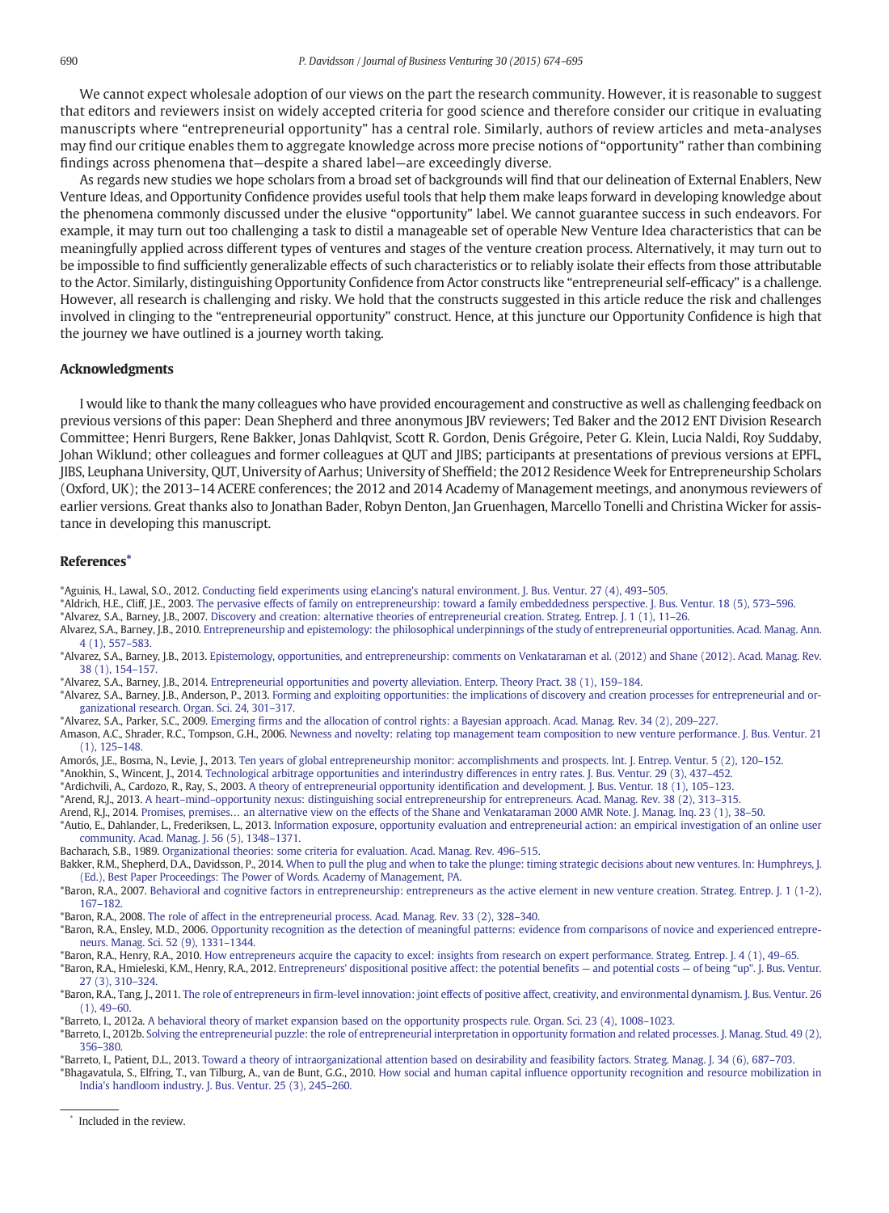We cannot expect wholesale adoption of our views on the part the research community. However, it is reasonable to suggest that editors and reviewers insist on widely accepted criteria for good science and therefore consider our critique in evaluating manuscripts where "entrepreneurial opportunity" has a central role. Similarly, authors of review articles and meta-analyses may find our critique enables them to aggregate knowledge across more precise notions of "opportunity" rather than combining findings across phenomena that—despite a shared label—are exceedingly diverse.

As regards new studies we hope scholars from a broad set of backgrounds will find that our delineation of External Enablers, New Venture Ideas, and Opportunity Confidence provides useful tools that help them make leaps forward in developing knowledge about the phenomena commonly discussed under the elusive "opportunity" label. We cannot guarantee success in such endeavors. For example, it may turn out too challenging a task to distil a manageable set of operable New Venture Idea characteristics that can be meaningfully applied across different types of ventures and stages of the venture creation process. Alternatively, it may turn out to be impossible to find sufficiently generalizable effects of such characteristics or to reliably isolate their effects from those attributable to the Actor. Similarly, distinguishing Opportunity Confidence from Actor constructs like "entrepreneurial self-efficacy" is a challenge. However, all research is challenging and risky. We hold that the constructs suggested in this article reduce the risk and challenges involved in clinging to the "entrepreneurial opportunity" construct. Hence, at this juncture our Opportunity Confidence is high that the journey we have outlined is a journey worth taking.

## Acknowledgments

I would like to thank the many colleagues who have provided encouragement and constructive as well as challenging feedback on previous versions of this paper: Dean Shepherd and three anonymous JBV reviewers; Ted Baker and the 2012 ENT Division Research Committee; Henri Burgers, Rene Bakker, Jonas Dahlqvist, Scott R. Gordon, Denis Grégoire, Peter G. Klein, Lucia Naldi, Roy Suddaby, Johan Wiklund; other colleagues and former colleagues at QUT and JIBS; participants at presentations of previous versions at EPFL, JIBS, Leuphana University, QUT, University of Aarhus; University of Sheffield; the 2012 Residence Week for Entrepreneurship Scholars (Oxford, UK); the 2013–14 ACERE conferences; the 2012 and 2014 Academy of Management meetings, and anonymous reviewers of earlier versions. Great thanks also to Jonathan Bader, Robyn Denton, Jan Gruenhagen, Marcello Tonelli and Christina Wicker for assistance in developing this manuscript.

## References*

*Aguinis, H., Lawal, S.O., 2012. Conducting field experiments using eLancing's natural environment. J. Bus. Ventur. 27 (4), 493–505.

*Aldrich, H.E., Cliff, J.E., 2003. The pervasive effects of family on entrepreneurship: toward a family embeddedness perspective. J. Bus. Ventur. 18 (5), 573–596.

*Alvarez, S.A., Barney, J.B., 2007. Discovery and creation: alternative theories of entrepreneurial creation. Strateg. Entrep. J. 1 (1), 11–26.

Alvarez, S.A., Barney, J.B., 2010. Entrepreneurship and epistemology: the philosophical underpinnings of the study of entrepreneurial opportunities. Acad. Manag. Ann. 4 (1), 557–583.

*Alvarez, S.A., Barney, J.B., 2013. Epistemology, opportunities, and entrepreneurship: comments on Venkataraman et al. (2012) and Shane (2012). Acad. Manag. Rev. 38 (1), 154–157.

*Alvarez, S.A., Barney, J.B., 2014. Entrepreneurial opportunities and poverty alleviation. Enterp. Theory Pract. 38 (1), 159–184.

*Alvarez, S.A., Barney, J.B., Anderson, P., 2013. Forming and exploiting opportunities: the implications of discovery and creation processes for entrepreneurial and organizational research. Organ. Sci. 24, 301–317.

*Alvarez, S.A., Parker, S.C., 2009. Emerging firms and the allocation of control rights: a Bayesian approach. Acad. Manag. Rev. 34 (2), 209–227.

Amason, A.C., Shrader, R.C., Tompson, G.H., 2006. Newness and novelty: relating top management team composition to new venture performance. J. Bus. Ventur. 21 (1), 125–148.

Amorós, J.E., Bosma, N., Levie, J., 2013. Ten years of global entrepreneurship monitor: accomplishments and prospects. Int. J. Entrep. Ventur. 5 (2), 120–152.

*Anokhin, S., Wincent, J., 2014. Technological arbitrage opportunities and interindustry differences in entry rates. J. Bus. Ventur. 29 (3), 437–452.

*Ardichvili, A., Cardozo, R., Ray, S., 2003. A theory of entrepreneurial opportunity identification and development. J. Bus. Ventur. 18 (1), 105–123.

*Arend, R.J., 2013. A heart–mind–opportunity nexus: distinguishing social entrepreneurship for entrepreneurs. Acad. Manag. Rev. 38 (2), 313–315.

Arend, R.J., 2014. Promises, premises… an alternative view on the effects of the Shane and Venkataraman 2000 AMR Note. J. Manag. Inq. 23 (1), 38–50.

*Autio, E., Dahlander, L., Frederiksen, L., 2013. Information exposure, opportunity evaluation and entrepreneurial action: an empirical investigation of an online user community. Acad. Manag. J. 56 (5), 1348–1371.

Bacharach, S.B., 1989. Organizational theories: some criteria for evaluation. Acad. Manag. Rev. 496–515.

Bakker, R.M., Shepherd, D.A., Davidsson, P., 2014. When to pull the plug and when to take the plunge: timing strategic decisions about new ventures. In: Humphreys, J. (Ed.), Best Paper Proceedings: The Power of Words. Academy of Management, PA.

*Baron, R.A., 2007. Behavioral and cognitive factors in entrepreneurship: entrepreneurs as the active element in new venture creation. Strateg. Entrep. J. 1 (1-2), 167–182.

*Baron, R.A., 2008. The role of affect in the entrepreneurial process. Acad. Manag. Rev. 33 (2), 328–340.

*Baron, R.A., Ensley, M.D., 2006. Opportunity recognition as the detection of meaningful patterns: evidence from comparisons of novice and experienced entrepreneurs. Manag. Sci. 52 (9), 1331–1344.

*Baron, R.A., Henry, R.A., 2010. How entrepreneurs acquire the capacity to excel: insights from research on expert performance. Strateg. Entrep. J. 4 (1), 49–65.

*Baron, R.A., Hmieleski, K.M., Henry, R.A., 2012. Entrepreneurs' dispositional positive affect: the potential benefits — and potential costs — of being "up". J. Bus. Ventur. 27 (3), 310–324.

*Baron, R.A., Tang, J., 2011. The role of entrepreneurs in firm-level innovation: joint effects of positive affect, creativity, and environmental dynamism. J. Bus. Ventur. 26 (1), 49–60.

*Barreto, I., 2012a. A behavioral theory of market expansion based on the opportunity prospects rule. Organ. Sci. 23 (4), 1008–1023.

*Barreto, I., 2012b. Solving the entrepreneurial puzzle: the role of entrepreneurial interpretation in opportunity formation and related processes. J. Manag. Stud. 49 (2), 356–380.

*Barreto, I., Patient, D.L., 2013. Toward a theory of intraorganizational attention based on desirability and feasibility factors. Strateg. Manag. J. 34 (6), 687–703.

*Bhagavatula, S., Elfring, T., van Tilburg, A., van de Bunt, G.G., 2010. How social and human capital influence opportunity recognition and resource mobilization in India's handloom industry. J. Bus. Ventur. 25 (3), 245–260.

\* Included in the review.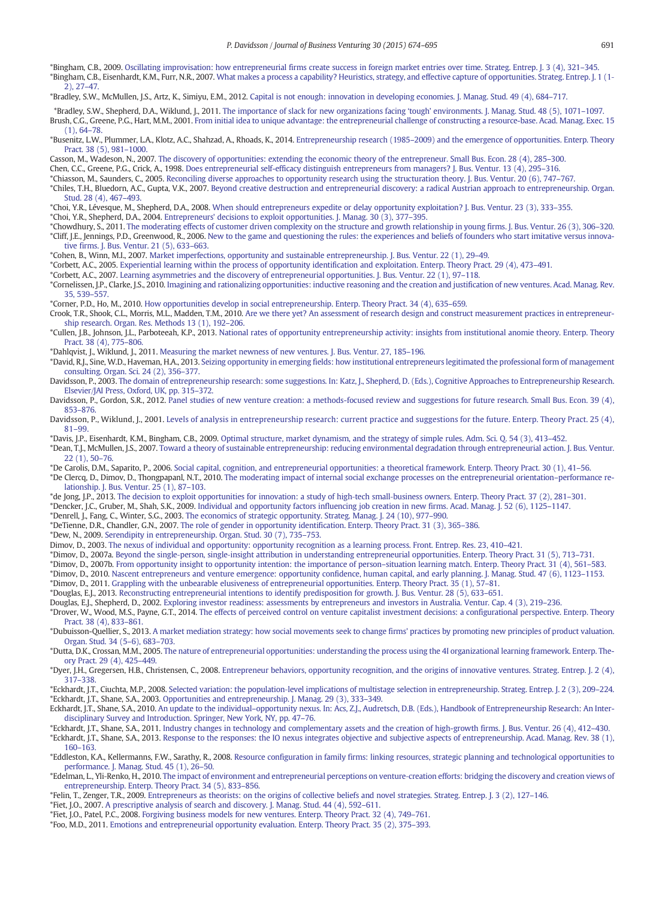*Bingham, C.B., 2009. Oscillating improvisation: how entrepreneurial firms create success in foreign market entries over time. Strateg. Entrep. J. 3 (4), 321–345.

*Bingham, C.B., Eisenhardt, K.M., Furr, N.R., 2007. What makes a process a capability? Heuristics, strategy, and effective capture of opportunities. Strateg. Entrep. J. 1 (1-2), 27–47.

*Bradley, S.W., McMullen, J.S., Artz, K., Simiyu, E.M., 2012. Capital is not enough: innovation in developing economies. J. Manag. Stud. 49 (4), 684–717.

*Bradley, S.W., Shepherd, D.A., Wiklund, J., 2011. The importance of slack for new organizations facing 'tough' environments. J. Manag. Stud. 48 (5), 1071–1097.

Brush, C.G., Greene, P.G., Hart, M.M., 2001. From initial idea to unique advantage: the entrepreneurial challenge of constructing a resource-base. Acad. Manag. Exec. 15 (1), 64–78.

*Busenitz, L.W., Plummer, L.A., Klotz, A.C., Shahzad, A., Rhoads, K., 2014. Entrepreneurship research (1985–2009) and the emergence of opportunities. Enterp. Theory Pract. 38 (5), 981–1000.

Casson, M., Wadeson, N., 2007. The discovery of opportunities: extending the economic theory of the entrepreneur. Small Bus. Econ. 28 (4), 285–300.

Chen, C.C., Greene, P.G., Crick, A., 1998. Does entrepreneurial self-efficacy distinguish entrepreneurs from managers? J. Bus. Ventur. 13 (4), 295–316.

*Chiasson, M., Saunders, C., 2005. Reconciling diverse approaches to opportunity research using the structuration theory. J. Bus. Ventur. 20 (6), 747–767.

*Chiles, T.H., Bluedorn, A.C., Gupta, V.K., 2007. Beyond creative destruction and entrepreneurial discovery: a radical Austrian approach to entrepreneurship. Organ. Stud. 28 (4), 467–493.

*Choi, Y.R., Lévesque, M., Shepherd, D.A., 2008. When should entrepreneurs expedite or delay opportunity exploitation? J. Bus. Ventur. 23 (3), 333–355.

*Choi, Y.R., Shepherd, D.A., 2004. Entrepreneurs' decisions to exploit opportunities. J. Manag. 30 (3), 377–395.

*Chowdhury, S., 2011. The moderating effects of customer driven complexity on the structure and growth relationship in young firms. J. Bus. Ventur. 26 (3), 306–320.

*Cliff, J.E., Jennings, P.D., Greenwood, R., 2006. New to the game and questioning the rules: the experiences and beliefs of founders who start imitative versus innovative firms. J. Bus. Ventur. 21 (5), 633–663.

*Cohen, B., Winn, M.I., 2007. Market imperfections, opportunity and sustainable entrepreneurship. J. Bus. Ventur. 22 (1), 29–49.

*Corbett, A.C., 2005. Experiential learning within the process of opportunity identification and exploitation. Enterp. Theory Pract. 29 (4), 473–491.

*Corbett, A.C., 2007. Learning asymmetries and the discovery of entrepreneurial opportunities. J. Bus. Ventur. 22 (1), 97–118.

*Cornelissen, J.P., Clarke, J.S., 2010. Imagining and rationalizing opportunities: inductive reasoning and the creation and justification of new ventures. Acad. Manag. Rev. 35, 539–557.

*Corner, P.D., Ho, M., 2010. How opportunities develop in social entrepreneurship. Enterp. Theory Pract. 34 (4), 635–659.

Crook, T.R., Shook, C.L., Morris, M.L., Madden, T.M., 2010. Are we there yet? An assessment of research design and construct measurement practices in entrepreneurship research. Organ. Res. Methods 13 (1), 192–206.

*Cullen, J.B., Johnson, J.L., Parboteeah, K.P., 2013. National rates of opportunity entrepreneurship activity: insights from institutional anomie theory. Enterp. Theory Pract. 38 (4), 775–806.

*Dahlqvist, J., Wiklund, J., 2011. Measuring the market newness of new ventures. J. Bus. Ventur. 27, 185–196.

*David, R.J., Sine, W.D., Haveman, H.A., 2013. Seizing opportunity in emerging fields: how institutional entrepreneurs legitimated the professional form of management consulting. Organ. Sci. 24 (2), 356–377.

Davidsson, P., 2003. The domain of entrepreneurship research: some suggestions. In: Katz, J., Shepherd, D. (Eds.), Cognitive Approaches to Entrepreneurship Research. Elsevier/JAI Press, Oxford, UK, pp. 315–372.

Davidsson, P., Gordon, S.R., 2012. Panel studies of new venture creation: a methods-focused review and suggestions for future research. Small Bus. Econ. 39 (4), 853–876.

Davidsson, P., Wiklund, J., 2001. Levels of analysis in entrepreneurship research: current practice and suggestions for the future. Enterp. Theory Pract. 25 (4), 81–99.

*Davis, J.P., Eisenhardt, K.M., Bingham, C.B., 2009. Optimal structure, market dynamism, and the strategy of simple rules. Adm. Sci. Q. 54 (3), 413–452.

*Dean, T.J., McMullen, J.S., 2007. Toward a theory of sustainable entrepreneurship: reducing environmental degradation through entrepreneurial action. J. Bus. Ventur. 22 (1), 50–76.

*De Carolis, D.M., Saparito, P., 2006. Social capital, cognition, and entrepreneurial opportunities: a theoretical framework. Enterp. Theory Pract. 30 (1), 41–56.

*De Clercq, D., Dimov, D., Thongpapanl, N.T., 2010. The moderating impact of internal social exchange processes on the entrepreneurial orientation–performance relationship. J. Bus. Ventur. 25 (1), 87–103.

*de Jong, J.P., 2013. The decision to exploit opportunities for innovation: a study of high-tech small-business owners. Enterp. Theory Pract. 37 (2), 281–301.

*Dencker, J.C., Gruber, M., Shah, S.K., 2009. Individual and opportunity factors influencing job creation in new firms. Acad. Manag. J. 52 (6), 1125–1147.

*Denrell, J., Fang, C., Winter, S.G., 2003. The economics of strategic opportunity. Strateg. Manag. J. 24 (10), 977–990.

*DeTienne, D.R., Chandler, G.N., 2007. The role of gender in opportunity identification. Enterp. Theory Pract. 31 (3), 365–386.

*Dew, N., 2009. Serendipity in entrepreneurship. Organ. Stud. 30 (7), 735–753.

Dimov, D., 2003. The nexus of individual and opportunity: opportunity recognition as a learning process. Front. Entrep. Res. 23, 410–421.

*Dimov, D., 2007a. Beyond the single-person, single-insight attribution in understanding entrepreneurial opportunities. Enterp. Theory Pract. 31 (5), 713–731.

*Dimov, D., 2007b. From opportunity insight to opportunity intention: the importance of person–situation learning match. Enterp. Theory Pract. 31 (4), 561–583.

*Dimov, D., 2010. Nascent entrepreneurs and venture emergence: opportunity confidence, human capital, and early planning. J. Manag. Stud. 47 (6), 1123–1153.

*Dimov, D., 2011. Grappling with the unbearable elusiveness of entrepreneurial opportunities. Enterp. Theory Pract. 35 (1), 57–81.

*Douglas, E.J., 2013. Reconstructing entrepreneurial intentions to identify predisposition for growth. J. Bus. Ventur. 28 (5), 633–651.

Douglas, E.J., Shepherd, D., 2002. Exploring investor readiness: assessments by entrepreneurs and investors in Australia. Ventur. Cap. 4 (3), 219–236.

*Drover, W., Wood, M.S., Payne, G.T., 2014. The effects of perceived control on venture capitalist investment decisions: a configurational perspective. Enterp. Theory Pract. 38 (4), 833–861.

*Dubuisson-Quellier, S., 2013. A market mediation strategy: how social movements seek to change firms' practices by promoting new principles of product valuation. Organ. Stud. 34 (5–6), 683–703.

*Dutta, D.K., Crossan, M.M., 2005. The nature of entrepreneurial opportunities: understanding the process using the 4I organizational learning framework. Enterp. Theory Pract. 29 (4), 425–449.

*Dyer, J.H., Gregersen, H.B., Christensen, C., 2008. Entrepreneur behaviors, opportunity recognition, and the origins of innovative ventures. Strateg. Entrep. J. 2 (4), 317–338.

*Eckhardt, J.T., Ciuchta, M.P., 2008. Selected variation: the population-level implications of multistage selection in entrepreneurship. Strateg. Entrep. J. 2 (3), 209–224.

*Eckhardt, J.T., Shane, S.A., 2003. Opportunities and entrepreneurship. J. Manag. 29 (3), 333–349.

Eckhardt, J.T., Shane, S.A., 2010. An update to the individual–opportunity nexus. In: Acs, Z.J., Audretsch, D.B. (Eds.), Handbook of Entrepreneurship Research: An Interdisciplinary Survey and Introduction. Springer, New York, NY, pp. 47–76.

*Eckhardt, J.T., Shane, S.A., 2011. Industry changes in technology and complementary assets and the creation of high-growth firms. J. Bus. Ventur. 26 (4), 412–430.

*Eckhardt, J.T., Shane, S.A., 2013. Response to the responses: the IO nexus integrates objective and subjective aspects of entrepreneurship. Acad. Manag. Rev. 38 (1), 160–163.

*Eddleston, K.A., Kellermanns, F.W., Sarathy, R., 2008. Resource configuration in family firms: linking resources, strategic planning and technological opportunities to performance. J. Manag. Stud. 45 (1), 26–50.

*Edelman, L., Yli-Renko, H., 2010. The impact of environment and entrepreneurial perceptions on venture-creation efforts: bridging the discovery and creation views of entrepreneurship. Enterp. Theory Pract. 34 (5), 833–856.

*Felin, T., Zenger, T.R., 2009. Entrepreneurs as theorists: on the origins of collective beliefs and novel strategies. Strateg. Entrep. J. 3 (2), 127–146.

*Fiet, J.O., 2007. A prescriptive analysis of search and discovery. J. Manag. Stud. 44 (4), 592–611.

*Fiet, J.O., Patel, P.C., 2008. Forgiving business models for new ventures. Enterp. Theory Pract. 32 (4), 749–761.

*Foo, M.D., 2011. Emotions and entrepreneurial opportunity evaluation. Enterp. Theory Pract. 35 (2), 375–393.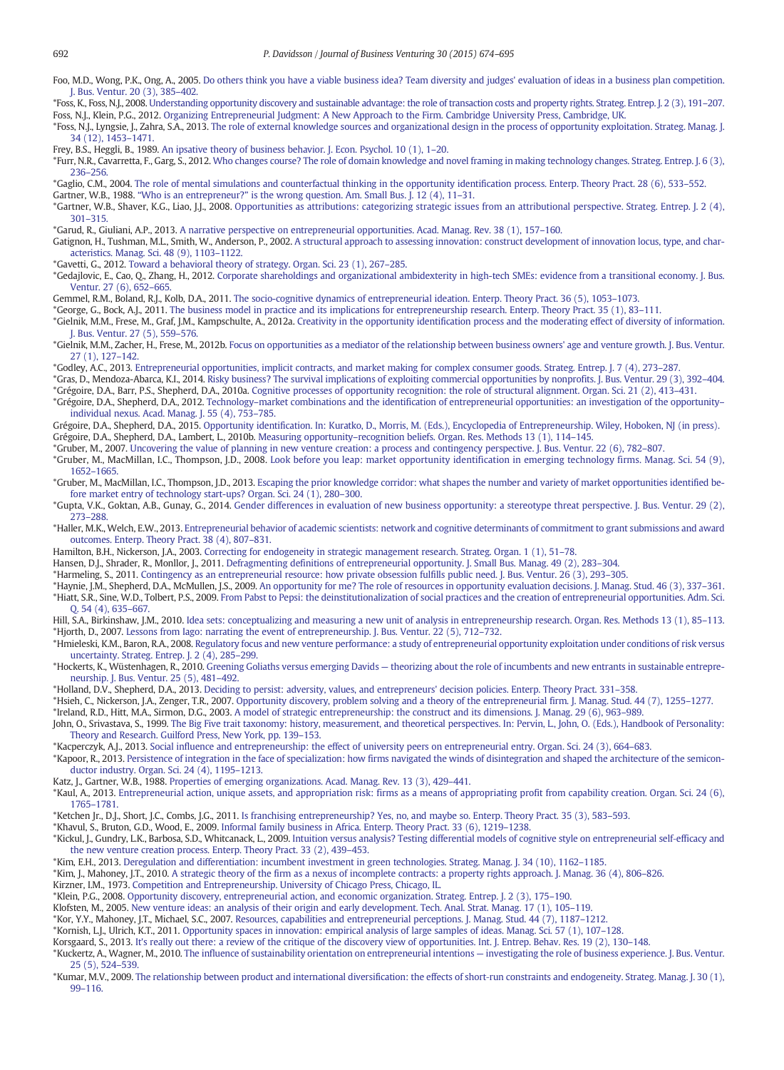Foo, M.D., Wong, P.K., Ong, A., 2005. Do others think you have a viable business idea? Team diversity and judges' evaluation of ideas in a business plan competition. J. Bus. Ventur. 20 (3), 385–402.

*Foss, K., Foss, N.J., 2008. Understanding opportunity discovery and sustainable advantage: the role of transaction costs and property rights. Strateg. Entrep. J. 2 (3), 191–207.

Foss, N.J., Klein, P.G., 2012. Organizing Entrepreneurial Judgment: A New Approach to the Firm. Cambridge University Press, Cambridge, UK.

*Foss, N.J., Lyngsie, J., Zahra, S.A., 2013. The role of external knowledge sources and organizational design in the process of opportunity exploitation. Strateg. Manag. J. 34 (12), 1453–1471.

Frey, B.S., Heggli, B., 1989. An ipsative theory of business behavior. J. Econ. Psychol. 10 (1), 1–20.

*Furr, N.R., Cavarretta, F., Garg, S., 2012. Who changes course? The role of domain knowledge and novel framing in making technology changes. Strateg. Entrep. J. 6 (3), 236–256.

*Gaglio, C.M., 2004. The role of mental simulations and counterfactual thinking in the opportunity identification process. Enterp. Theory Pract. 28 (6), 533–552.

Gartner, W.B., 1988. "Who is an entrepreneur?" is the wrong question. Am. Small Bus. J. 12 (4), 11–31.

*Gartner, W.B., Shaver, K.G., Liao, J.J., 2008. Opportunities as attributions: categorizing strategic issues from an attributional perspective. Strateg. Entrep. J. 2 (4), 301–315.

*Garud, R., Giuliani, A.P., 2013. A narrative perspective on entrepreneurial opportunities. Acad. Manag. Rev. 38 (1), 157–160.

Gatignon, H., Tushman, M.L., Smith, W., Anderson, P., 2002. A structural approach to assessing innovation: construct development of innovation locus, type, and characteristics. Manag. Sci. 48 (9), 1103–1122.

*Gavetti, G., 2012. Toward a behavioral theory of strategy. Organ. Sci. 23 (1), 267–285.

*Gedajlovic, E., Cao, Q., Zhang, H., 2012. Corporate shareholdings and organizational ambidexterity in high-tech SMEs: evidence from a transitional economy. J. Bus. Ventur. 27 (6), 652–665.

Gemmel, R.M., Boland, R.J., Kolb, D.A., 2011. The socio-cognitive dynamics of entrepreneurial ideation. Enterp. Theory Pract. 36 (5), 1053–1073.

*George, G., Bock, A.J., 2011. The business model in practice and its implications for entrepreneurship research. Enterp. Theory Pract. 35 (1), 83–111.

*Gielnik, M.M., Frese, M., Graf, J.M., Kampschulte, A., 2012a. Creativity in the opportunity identification process and the moderating effect of diversity of information. J. Bus. Ventur. 27 (5), 559–576.

*Gielnik, M.M., Zacher, H., Frese, M., 2012b. Focus on opportunities as a mediator of the relationship between business owners' age and venture growth. J. Bus. Ventur. 27 (1), 127–142.

*Godley, A.C., 2013. Entrepreneurial opportunities, implicit contracts, and market making for complex consumer goods. Strateg. Entrep. J. 7 (4), 273–287.

*Gras, D., Mendoza-Abarca, K.I., 2014. Risky business? The survival implications of exploiting commercial opportunities by nonprofits. J. Bus. Ventur. 29 (3), 392–404.

*Grégoire, D.A., Barr, P.S., Shepherd, D.A., 2010a. Cognitive processes of opportunity recognition: the role of structural alignment. Organ. Sci. 21 (2), 413–431.

*Grégoire, D.A., Shepherd, D.A., 2012. Technology–market combinations and the identification of entrepreneurial opportunities: an investigation of the opportunity–individual nexus. Acad. Manag. J. 55 (4), 753–785.

Grégoire, D.A., Shepherd, D.A., 2015. Opportunity identification. In: Kuratko, D., Morris, M. (Eds.), Encyclopedia of Entrepreneurship. Wiley, Hoboken, NJ (in press).

Grégoire, D.A., Shepherd, D.A., Lambert, L., 2010b. Measuring opportunity–recognition beliefs. Organ. Res. Methods 13 (1), 114–145.

*Gruber, M., 2007. Uncovering the value of planning in new venture creation: a process and contingency perspective. J. Bus. Ventur. 22 (6), 782–807.

*Gruber, M., MacMillan, I.C., Thompson, J.D., 2008. Look before you leap: market opportunity identification in emerging technology firms. Manag. Sci. 54 (9), 1652–1665.

*Gruber, M., MacMillan, I.C., Thompson, J.D., 2013. Escaping the prior knowledge corridor: what shapes the number and variety of market opportunities identified before market entry of technology start-ups? Organ. Sci. 24 (1), 280–300.

*Gupta, V.K., Goktan, A.B., Gunay, G., 2014. Gender differences in evaluation of new business opportunity: a stereotype threat perspective. J. Bus. Ventur. 29 (2), 273–288.

*Haller, M.K., Welch, E.W., 2013. Entrepreneurial behavior of academic scientists: network and cognitive determinants of commitment to grant submissions and award outcomes. Enterp. Theory Pract. 38 (4), 807–831.

Hamilton, B.H., Nickerson, J.A., 2003. Correcting for endogeneity in strategic management research. Strateg. Organ. 1 (1), 51–78.

Hansen, D.J., Shrader, R., Monllor, J., 2011. Defragmenting definitions of entrepreneurial opportunity. J. Small Bus. Manag. 49 (2), 283–304.

*Harmeling, S., 2011. Contingency as an entrepreneurial resource: how private obsession fulfills public need. J. Bus. Ventur. 26 (3), 293–305.

*Haynie, J.M., Shepherd, D.A., McMullen, J.S., 2009. An opportunity for me? The role of resources in opportunity evaluation decisions. J. Manag. Stud. 46 (3), 337–361.

*Hiatt, S.R., Sine, W.D., Tolbert, P.S., 2009. From Pabst to Pepsi: the deinstitutionalization of social practices and the creation of entrepreneurial opportunities. Adm. Sci. Q. 54 (4), 635–667.

Hill, S.A., Birkinshaw, J.M., 2010. Idea sets: conceptualizing and measuring a new unit of analysis in entrepreneurship research. Organ. Res. Methods 13 (1), 85–113.

*Hjorth, D., 2007. Lessons from Iago: narrating the event of entrepreneurship. J. Bus. Ventur. 22 (5), 712–732.

*Hmieleski, K.M., Baron, R.A., 2008. Regulatory focus and new venture performance: a study of entrepreneurial opportunity exploitation under conditions of risk versus uncertainty. Strateg. Entrep. J. 2 (4), 285–299.

*Hockerts, K., Wüstenhagen, R., 2010. Greening Goliaths versus emerging Davids — theorizing about the role of incumbents and new entrants in sustainable entrepreneurship. J. Bus. Ventur. 25 (5), 481–492.

*Holland, D.V., Shepherd, D.A., 2013. Deciding to persist: adversity, values, and entrepreneurs' decision policies. Enterp. Theory Pract. 331–358.

*Hsieh, C., Nickerson, J.A., Zenger, T.R., 2007. Opportunity discovery, problem solving and a theory of the entrepreneurial firm. J. Manag. Stud. 44 (7), 1255–1277.

*Ireland, R.D., Hitt, M.A., Sirmon, D.G., 2003. A model of strategic entrepreneurship: the construct and its dimensions. J. Manag. 29 (6), 963–989.

John, O., Srivastava, S., 1999. The Big Five trait taxonomy: history, measurement, and theoretical perspectives. In: Pervin, L., John, O. (Eds.), Handbook of Personality: Theory and Research. Guilford Press, New York, pp. 139–153.

*Kacperczyk, A.J., 2013. Social influence and entrepreneurship: the effect of university peers on entrepreneurial entry. Organ. Sci. 24 (3), 664–683.

*Kapoor, R., 2013. Persistence of integration in the face of specialization: how firms navigated the winds of disintegration and shaped the architecture of the semiconductor industry. Organ. Sci. 24 (4), 1195–1213.

Katz, J., Gartner, W.B., 1988. Properties of emerging organizations. Acad. Manag. Rev. 13 (3), 429–441.

*Kaul, A., 2013. Entrepreneurial action, unique assets, and appropriation risk: firms as a means of appropriating profit from capability creation. Organ. Sci. 24 (6), 1765–1781.

*Ketchen Jr., D.J., Short, J.C., Combs, J.G., 2011. Is franchising entrepreneurship? Yes, no, and maybe so. Enterp. Theory Pract. 35 (3), 583–593.

*Khavul, S., Bruton, G.D., Wood, E., 2009. Informal family business in Africa. Enterp. Theory Pract. 33 (6), 1219–1238.

*Kickul, J., Gundry, L.K., Barbosa, S.D., Whitcanack, L., 2009. Intuition versus analysis? Testing differential models of cognitive style on entrepreneurial self-efficacy and the new venture creation process. Enterp. Theory Pract. 33 (2), 439–453.

*Kim, E.H., 2013. Deregulation and differentiation: incumbent investment in green technologies. Strateg. Manag. J. 34 (10), 1162–1185.

*Kim, J., Mahoney, J.T., 2010. A strategic theory of the firm as a nexus of incomplete contracts: a property rights approach. J. Manag. 36 (4), 806–826.

Kirzner, I.M., 1973. Competition and Entrepreneurship. University of Chicago Press, Chicago, IL.

*Klein, P.G., 2008. Opportunity discovery, entrepreneurial action, and economic organization. Strateg. Entrep. J. 2 (3), 175–190.

Klofsten, M., 2005. New venture ideas: an analysis of their origin and early development. Tech. Anal. Strat. Manag. 17 (1), 105–119.

*Kor, Y.Y., Mahoney, J.T., Michael, S.C., 2007. Resources, capabilities and entrepreneurial perceptions. J. Manag. Stud. 44 (7), 1187–1212.

*Kornish, L.J., Ulrich, K.T., 2011. Opportunity spaces in innovation: empirical analysis of large samples of ideas. Manag. Sci. 57 (1), 107–128.

Korsgaard, S., 2013. It's really out there: a review of the critique of the discovery view of opportunities. Int. J. Entrep. Behav. Res. 19 (2), 130–148.

*Kuckertz, A., Wagner, M., 2010. The influence of sustainability orientation on entrepreneurial intentions — investigating the role of business experience. J. Bus. Ventur. 25 (5), 524–539.

*Kumar, M.V., 2009. The relationship between product and international diversification: the effects of short-run constraints and endogeneity. Strateg. Manag. J. 30 (1), 99–116.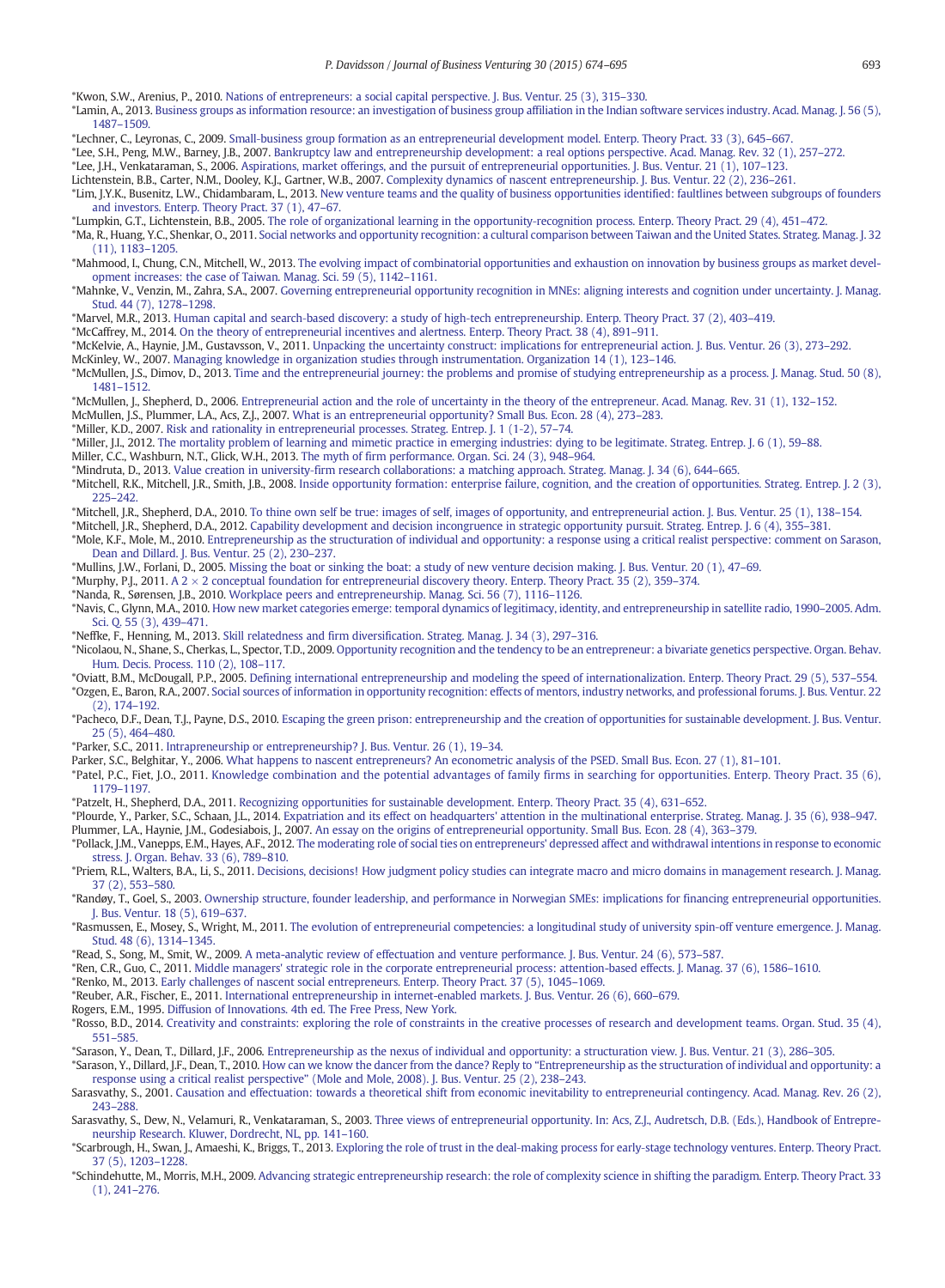*Kwon, S.W., Arenius, P., 2010. Nations of entrepreneurs: a social capital perspective. J. Bus. Ventur. 25 (3), 315–330.

*Lamin, A., 2013. Business groups as information resource: an investigation of business group affiliation in the Indian software services industry. Acad. Manag. J. 56 (5), 1487–1509.

*Lechner, C., Leyronas, C., 2009. Small-business group formation as an entrepreneurial development model. Enterp. Theory Pract. 33 (3), 645–667.

*Lee, S.H., Peng, M.W., Barney, J.B., 2007. Bankruptcy law and entrepreneurship development: a real options perspective. Acad. Manag. Rev. 32 (1), 257–272.

*Lee, J.H., Venkataraman, S., 2006. Aspirations, market offerings, and the pursuit of entrepreneurial opportunities. J. Bus. Ventur. 21 (1), 107–123.

Lichtenstein, B.B., Carter, N.M., Dooley, K.J., Gartner, W.B., 2007. Complexity dynamics of nascent entrepreneurship. J. Bus. Ventur. 22 (2), 236–261.

*Lim, J.Y.K., Busenitz, L.W., Chidambaram, L., 2013. New venture teams and the quality of business opportunities identified: faultlines between subgroups of founders and investors. Enterp. Theory Pract. 37 (1), 47–67.

*Lumpkin, G.T., Lichtenstein, B.B., 2005. The role of organizational learning in the opportunity-recognition process. Enterp. Theory Pract. 29 (4), 451–472.

*Ma, R., Huang, Y.C., Shenkar, O., 2011. Social networks and opportunity recognition: a cultural comparison between Taiwan and the United States. Strateg. Manag. J. 32 (11), 1183–1205.

*Mahmood, I., Chung, C.N., Mitchell, W., 2013. The evolving impact of combinatorial opportunities and exhaustion on innovation by business groups as market development increases: the case of Taiwan. Manag. Sci. 59 (5), 1142–1161.

*Mahnke, V., Venzin, M., Zahra, S.A., 2007. Governing entrepreneurial opportunity recognition in MNEs: aligning interests and cognition under uncertainty. J. Manag. Stud. 44 (7), 1278–1298.

*Marvel, M.R., 2013. Human capital and search-based discovery: a study of high-tech entrepreneurship. Enterp. Theory Pract. 37 (2), 403–419.

*McCaffrey, M., 2014. On the theory of entrepreneurial incentives and alertness. Enterp. Theory Pract. 38 (4), 891–911.

*McKelvie, A., Haynie, J.M., Gustavsson, V., 2011. Unpacking the uncertainty construct: implications for entrepreneurial action. J. Bus. Ventur. 26 (3), 273–292.

McKinley, W., 2007. Managing knowledge in organization studies through instrumentation. Organization 14 (1), 123–146.

*McMullen, J.S., Dimov, D., 2013. Time and the entrepreneurial journey: the problems and promise of studying entrepreneurship as a process. J. Manag. Stud. 50 (8), 1481–1512.

*McMullen, J., Shepherd, D., 2006. Entrepreneurial action and the role of uncertainty in the theory of the entrepreneur. Acad. Manag. Rev. 31 (1), 132–152.

McMullen, J.S., Plummer, L.A., Acs, Z.J., 2007. What is an entrepreneurial opportunity? Small Bus. Econ. 28 (4), 273–283.

*Miller, K.D., 2007. Risk and rationality in entrepreneurial processes. Strateg. Entrep. J. 1 (1-2), 57–74.

*Miller, J.I., 2012. The mortality problem of learning and mimetic practice in emerging industries: dying to be legitimate. Strateg. Entrep. J. 6 (1), 59–88.

Miller, C.C., Washburn, N.T., Glick, W.H., 2013. The myth of firm performance. Organ. Sci. 24 (3), 948–964.

*Mindruta, D., 2013. Value creation in university-firm research collaborations: a matching approach. Strateg. Manag. J. 34 (6), 644–665.

*Mitchell, R.K., Mitchell, J.R., Smith, J.B., 2008. Inside opportunity formation: enterprise failure, cognition, and the creation of opportunities. Strateg. Entrep. J. 2 (3), 225–242.

*Mitchell, J.R., Shepherd, D.A., 2010. To thine own self be true: images of self, images of opportunity, and entrepreneurial action. J. Bus. Ventur. 25 (1), 138–154.

*Mitchell, J.R., Shepherd, D.A., 2012. Capability development and decision incongruence in strategic opportunity pursuit. Strateg. Entrep. J. 6 (4), 355–381.

*Mole, K.F., Mole, M., 2010. Entrepreneurship as the structuration of individual and opportunity: a response using a critical realist perspective: comment on Sarason, Dean and Dillard. J. Bus. Ventur. 25 (2), 230–237.

*Mullins, J.W., Forlani, D., 2005. Missing the boat or sinking the boat: a study of new venture decision making. J. Bus. Ventur. 20 (1), 47–69.

*Murphy, P.J., 2011. A 2 × 2 conceptual foundation for entrepreneurial discovery theory. Enterp. Theory Pract. 35 (2), 359–374.

*Nanda, R., Sørensen, J.B., 2010. Workplace peers and entrepreneurship. Manag. Sci. 56 (7), 1116–1126.

*Navis, C., Glynn, M.A., 2010. How new market categories emerge: temporal dynamics of legitimacy, identity, and entrepreneurship in satellite radio, 1990–2005. Adm. Sci. Q. 55 (3), 439–471.

*Neffke, F., Henning, M., 2013. Skill relatedness and firm diversification. Strateg. Manag. J. 34 (3), 297–316.

*Nicolaou, N., Shane, S., Cherkas, L., Spector, T.D., 2009. Opportunity recognition and the tendency to be an entrepreneur: a bivariate genetics perspective. Organ. Behav. Hum. Decis. Process. 110 (2), 108–117.

*Oviatt, B.M., McDougall, P.P., 2005. Defining international entrepreneurship and modeling the speed of internationalization. Enterp. Theory Pract. 29 (5), 537–554.

*Ozgen, E., Baron, R.A., 2007. Social sources of information in opportunity recognition: effects of mentors, industry networks, and professional forums. J. Bus. Ventur. 22 (2), 174–192.

*Pacheco, D.F., Dean, T.J., Payne, D.S., 2010. Escaping the green prison: entrepreneurship and the creation of opportunities for sustainable development. J. Bus. Ventur. 25 (5), 464–480.

*Parker, S.C., 2011. Intrapreneurship or entrepreneurship? J. Bus. Ventur. 26 (1), 19–34.

Parker, S.C., Belghitar, Y., 2006. What happens to nascent entrepreneurs? An econometric analysis of the PSED. Small Bus. Econ. 27 (1), 81–101.

*Patel, P.C., Fiet, J.O., 2011. Knowledge combination and the potential advantages of family firms in searching for opportunities. Enterp. Theory Pract. 35 (6), 1179–1197.

*Patzelt, H., Shepherd, D.A., 2011. Recognizing opportunities for sustainable development. Enterp. Theory Pract. 35 (4), 631–652.

*Plourde, Y., Parker, S.C., Schaan, J.L., 2014. Expatriation and its effect on headquarters' attention in the multinational enterprise. Strateg. Manag. J. 35 (6), 938–947.

Plummer, L.A., Haynie, J.M., Godesiabois, J., 2007. An essay on the origins of entrepreneurial opportunity. Small Bus. Econ. 28 (4), 363–379.

*Pollack, J.M., Vanepps, E.M., Hayes, A.F., 2012. The moderating role of social ties on entrepreneurs' depressed affect and withdrawal intentions in response to economic stress. J. Organ. Behav. 33 (6), 789–810.

*Priem, R.L., Walters, B.A., Li, S., 2011. Decisions, decisions! How judgment policy studies can integrate macro and micro domains in management research. J. Manag. 37 (2), 553–580.

*Randøy, T., Goel, S., 2003. Ownership structure, founder leadership, and performance in Norwegian SMEs: implications for financing entrepreneurial opportunities. J. Bus. Ventur. 18 (5), 619–637.

*Rasmussen, E., Mosey, S., Wright, M., 2011. The evolution of entrepreneurial competencies: a longitudinal study of university spin-off venture emergence. J. Manag. Stud. 48 (6), 1314–1345.

*Read, S., Song, M., Smit, W., 2009. A meta-analytic review of effectuation and venture performance. J. Bus. Ventur. 24 (6), 573–587.

*Ren, C.R., Guo, C., 2011. Middle managers' strategic role in the corporate entrepreneurial process: attention-based effects. J. Manag. 37 (6), 1586–1610.

*Renko, M., 2013. Early challenges of nascent social entrepreneurs. Enterp. Theory Pract. 37 (5), 1045–1069.

*Reuber, A.R., Fischer, E., 2011. International entrepreneurship in internet-enabled markets. J. Bus. Ventur. 26 (6), 660–679.

Rogers, E.M., 1995. Diffusion of Innovations. 4th ed. The Free Press, New York.

*Rosso, B.D., 2014. Creativity and constraints: exploring the role of constraints in the creative processes of research and development teams. Organ. Stud. 35 (4), 551–585.

*Sarason, Y., Dean, T., Dillard, J.F., 2006. Entrepreneurship as the nexus of individual and opportunity: a structuration view. J. Bus. Ventur. 21 (3), 286–305.

*Sarason, Y., Dillard, J.F., Dean, T., 2010. How can we know the dancer from the dance? Reply to "Entrepreneurship as the structuration of individual and opportunity: a response using a critical realist perspective" (Mole and Mole, 2008). J. Bus. Ventur. 25 (2), 238–243.

Sarasvathy, S., 2001. Causation and effectuation: towards a theoretical shift from economic inevitability to entrepreneurial contingency. Acad. Manag. Rev. 26 (2), 243–288.

Sarasvathy, S., Dew, N., Velamuri, R., Venkataraman, S., 2003. Three views of entrepreneurial opportunity. In: Acs, Z.J., Audretsch, D.B. (Eds.), Handbook of Entrepreneurship Research. Kluwer, Dordrecht, NL, pp. 141–160.

*Scarbrough, H., Swan, J., Amaeshi, K., Briggs, T., 2013. Exploring the role of trust in the deal-making process for early-stage technology ventures. Enterp. Theory Pract. 37 (5), 1203–1228.

*Schindehutte, M., Morris, M.H., 2009. Advancing strategic entrepreneurship research: the role of complexity science in shifting the paradigm. Enterp. Theory Pract. 33 (1), 241–276.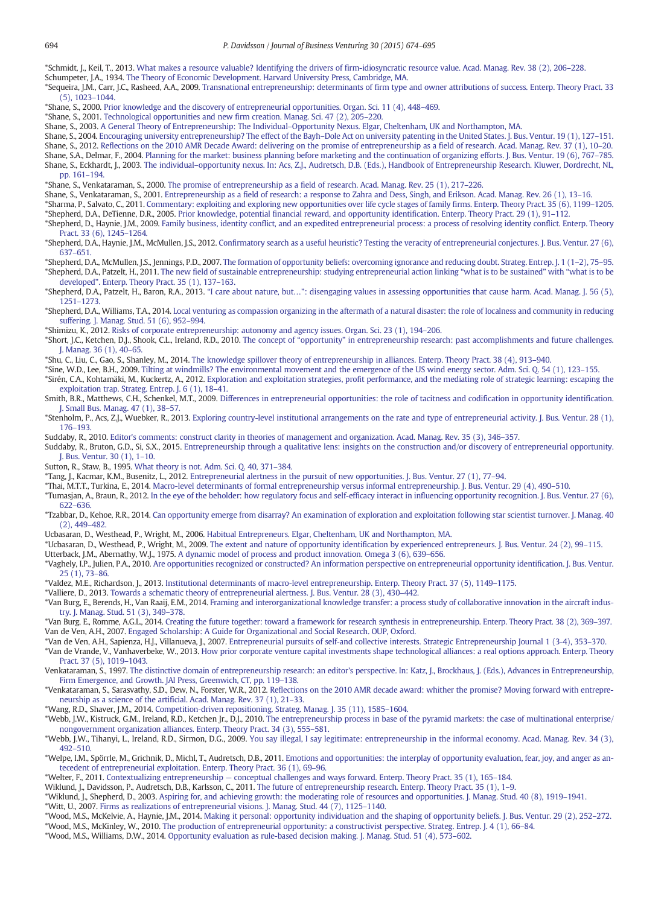*Schmidt, J., Keil, T., 2013. What makes a resource valuable? Identifying the drivers of firm-idiosyncratic resource value. Acad. Manag. Rev. 38 (2), 206–228.

Schumpeter, J.A., 1934. The Theory of Economic Development. Harvard University Press, Cambridge, MA.

*Sequeira, J.M., Carr, J.C., Rasheed, A.A., 2009. Transnational entrepreneurship: determinants of firm type and owner attributions of success. Enterp. Theory Pract. 33 (5), 1023–1044.

*Shane, S., 2000. Prior knowledge and the discovery of entrepreneurial opportunities. Organ. Sci. 11 (4), 448–469.

*Shane, S., 2001. Technological opportunities and new firm creation. Manag. Sci. 47 (2), 205–220.

Shane, S., 2003. A General Theory of Entrepreneurship: The Individual–Opportunity Nexus. Elgar, Cheltenham, UK and Northampton, MA.

Shane, S., 2004. Encouraging university entrepreneurship? The effect of the Bayh–Dole Act on university patenting in the United States. J. Bus. Ventur. 19 (1), 127–151.

Shane, S., 2012. Reflections on the 2010 AMR Decade Award: delivering on the promise of entrepreneurship as a field of research. Acad. Manag. Rev. 37 (1), 10–20.

Shane, S.A., Delmar, F., 2004. Planning for the market: business planning before marketing and the continuation of organizing efforts. J. Bus. Ventur. 19 (6), 767–785.

Shane, S., Eckhardt, J., 2003. The individual–opportunity nexus. In: Acs, Z.J., Audretsch, D.B. (Eds.), Handbook of Entrepreneurship Research. Kluwer, Dordrecht, NL, pp. 161–194.

*Shane, S., Venkataraman, S., 2000. The promise of entrepreneurship as a field of research. Acad. Manag. Rev. 25 (1), 217–226.

Shane, S., Venkataraman, S., 2001. Entrepreneurship as a field of research: a response to Zahra and Dess, Singh, and Erikson. Acad. Manag. Rev. 26 (1), 13–16.

*Sharma, P., Salvato, C., 2011. Commentary: exploiting and exploring new opportunities over life cycle stages of family firms. Enterp. Theory Pract. 35 (6), 1199–1205.

*Shepherd, D.A., DeTienne, D.R., 2005. Prior knowledge, potential financial reward, and opportunity identification. Enterp. Theory Pract. 29 (1), 91–112.

*Shepherd, D., Haynie, J.M., 2009. Family business, identity conflict, and an expedited entrepreneurial process: a process of resolving identity conflict. Enterp. Theory Pract. 33 (6), 1245–1264.

*Shepherd, D.A., Haynie, J.M., McMullen, J.S., 2012. Confirmatory search as a useful heuristic? Testing the veracity of entrepreneurial conjectures. J. Bus. Ventur. 27 (6), 637–651.

*Shepherd, D.A., McMullen, J.S., Jennings, P.D., 2007. The formation of opportunity beliefs: overcoming ignorance and reducing doubt. Strateg. Entrep. J. 1 (1–2), 75–95.

*Shepherd, D.A., Patzelt, H., 2011. The new field of sustainable entrepreneurship: studying entrepreneurial action linking "what is to be sustained" with "what is to be developed". Enterp. Theory Pract. 35 (1), 137–163.

*Shepherd, D.A., Patzelt, H., Baron, R.A., 2013. "I care about nature, but…": disengaging values in assessing opportunities that cause harm. Acad. Manag. J. 56 (5), 1251–1273.

*Shepherd, D.A., Williams, T.A., 2014. Local venturing as compassion organizing in the aftermath of a natural disaster: the role of localness and community in reducing suffering. J. Manag. Stud. 51 (6), 952–994.

*Shimizu, K., 2012. Risks of corporate entrepreneurship: autonomy and agency issues. Organ. Sci. 23 (1), 194–206.

*Short, J.C., Ketchen, D.J., Shook, C.L., Ireland, R.D., 2010. The concept of "opportunity" in entrepreneurship research: past accomplishments and future challenges. J. Manag. 36 (1), 40–65.

*Shu, C., Liu, C., Gao, S., Shanley, M., 2014. The knowledge spillover theory of entrepreneurship in alliances. Enterp. Theory Pract. 38 (4), 913–940.

*Sine, W.D., Lee, B.H., 2009. Tilting at windmills? The environmental movement and the emergence of the US wind energy sector. Adm. Sci. Q. 54 (1), 123–155.

*Sirén, C.A., Kohtamäki, M., Kuckertz, A., 2012. Exploration and exploitation strategies, profit performance, and the mediating role of strategic learning: escaping the exploitation trap. Strateg. Entrep. J. 6 (1), 18–41.

Smith, B.R., Matthews, C.H., Schenkel, M.T., 2009. Differences in entrepreneurial opportunities: the role of tacitness and codification in opportunity identification. J. Small Bus. Manag. 47 (1), 38–57.

*Stenholm, P., Acs, Z.J., Wuebker, R., 2013. Exploring country-level institutional arrangements on the rate and type of entrepreneurial activity. J. Bus. Ventur. 28 (1), 176–193.

Suddaby, R., 2010. Editor's comments: construct clarity in theories of management and organization. Acad. Manag. Rev. 35 (3), 346–357.

Suddaby, R., Bruton, G.D., Si, S.X., 2015. Entrepreneurship through a qualitative lens: insights on the construction and/or discovery of entrepreneurial opportunity. J. Bus. Ventur. 30 (1), 1–10.

Sutton, R., Staw, B., 1995. What theory is not. Adm. Sci. Q. 40, 371–384.

*Tang, J., Kacmar, K.M., Busenitz, L., 2012. Entrepreneurial alertness in the pursuit of new opportunities. J. Bus. Ventur. 27 (1), 77–94.

*Thai, M.T.T., Turkina, E., 2014. Macro-level determinants of formal entrepreneurship versus informal entrepreneurship. J. Bus. Ventur. 29 (4), 490–510.

*Tumasjan, A., Braun, R., 2012. In the eye of the beholder: how regulatory focus and self-efficacy interact in influencing opportunity recognition. J. Bus. Ventur. 27 (6), 622–636.

*Tzabbar, D., Kehoe, R.R., 2014. Can opportunity emerge from disarray? An examination of exploration and exploitation following star scientist turnover. J. Manag. 40 (2), 449–482.

Ucbasaran, D., Westhead, P., Wright, M., 2006. Habitual Entrepreneurs. Elgar, Cheltenham, UK and Northampton, MA.

*Ucbasaran, D., Westhead, P., Wright, M., 2009. The extent and nature of opportunity identification by experienced entrepreneurs. J. Bus. Ventur. 24 (2), 99–115.

Utterback, J.M., Abernathy, W.J., 1975. A dynamic model of process and product innovation. Omega 3 (6), 639–656.

*Vaghely, I.P., Julien, P.A., 2010. Are opportunities recognized or constructed? An information perspective on entrepreneurial opportunity identification. J. Bus. Ventur. 25 (1), 73–86.

*Valdez, M.E., Richardson, J., 2013. Institutional determinants of macro-level entrepreneurship. Enterp. Theory Pract. 37 (5), 1149–1175.

*Valliere, D., 2013. Towards a schematic theory of entrepreneurial alertness. J. Bus. Ventur. 28 (3), 430–442.

*Van Burg, E., Berends, H., Van Raaij, E.M., 2014. Framing and interorganizational knowledge transfer: a process study of collaborative innovation in the aircraft industry. J. Manag. Stud. 51 (3), 349–378.

*Van Burg, E., Romme, A.G.L., 2014. Creating the future together: toward a framework for research synthesis in entrepreneurship. Enterp. Theory Pract. 38 (2), 369–397.

Van de Ven, A.H., 2007. Engaged Scholarship: A Guide for Organizational and Social Research. OUP, Oxford.

*Van de Ven, A.H., Sapienza, H.J., Villanueva, J., 2007. Entrepreneurial pursuits of self-and collective interests. Strategic Entrepreneurship Journal 1 (3-4), 353–370.

*Van de Vrande, V., Vanhaverbeke, W., 2013. How prior corporate venture capital investments shape technological alliances: a real options approach. Enterp. Theory Pract. 37 (5), 1019–1043.

Venkataraman, S., 1997. The distinctive domain of entrepreneurship research: an editor's perspective. In: Katz, J., Brockhaus, J. (Eds.), Advances in Entrepreneurship, Firm Emergence, and Growth. JAI Press, Greenwich, CT, pp. 119–138.

*Venkataraman, S., Sarasvathy, S.D., Dew, N., Forster, W.R., 2012. Reflections on the 2010 AMR decade award: whither the promise? Moving forward with entrepreneurship as a science of the artificial. Acad. Manag. Rev. 37 (1), 21–33.

*Wang, R.D., Shaver, J.M., 2014. Competition-driven repositioning. Strateg. Manag. J. 35 (11), 1585–1604.

*Webb, J.W., Kistruck, G.M., Ireland, R.D., Ketchen Jr., D.J., 2010. The entrepreneurship process in base of the pyramid markets: the case of multinational enterprise/nongovernment organization alliances. Enterp. Theory Pract. 34 (3), 555–581.

*Webb, J.W., Tihanyi, L., Ireland, R.D., Sirmon, D.G., 2009. You say illegal, I say legitimate: entrepreneurship in the informal economy. Acad. Manag. Rev. 34 (3), 492–510.

*Welpe, I.M., Spörrle, M., Grichnik, D., Michl, T., Audretsch, D.B., 2011. Emotions and opportunities: the interplay of opportunity evaluation, fear, joy, and anger as antecedent of entrepreneurial exploitation. Enterp. Theory Pract. 36 (1), 69–96.

*Welter, F., 2011. Contextualizing entrepreneurship — conceptual challenges and ways forward. Enterp. Theory Pract. 35 (1), 165–184.

Wiklund, J., Davidsson, P., Audretsch, D.B., Karlsson, C., 2011. The future of entrepreneurship research. Enterp. Theory Pract. 35 (1), 1–9.

*Wiklund, J., Shepherd, D., 2003. Aspiring for, and achieving growth: the moderating role of resources and opportunities. J. Manag. Stud. 40 (8), 1919–1941.

*Witt, U., 2007. Firms as realizations of entrepreneurial visions. J. Manag. Stud. 44 (7), 1125–1140.

*Wood, M.S., McKelvie, A., Haynie, J.M., 2014. Making it personal: opportunity individuation and the shaping of opportunity beliefs. J. Bus. Ventur. 29 (2), 252–272.

*Wood, M.S., McKinley, W., 2010. The production of entrepreneurial opportunity: a constructivist perspective. Strateg. Entrep. J. 4 (1), 66–84.

*Wood, M.S., Williams, D.W., 2014. Opportunity evaluation as rule-based decision making. J. Manag. Stud. 51 (4), 573–602.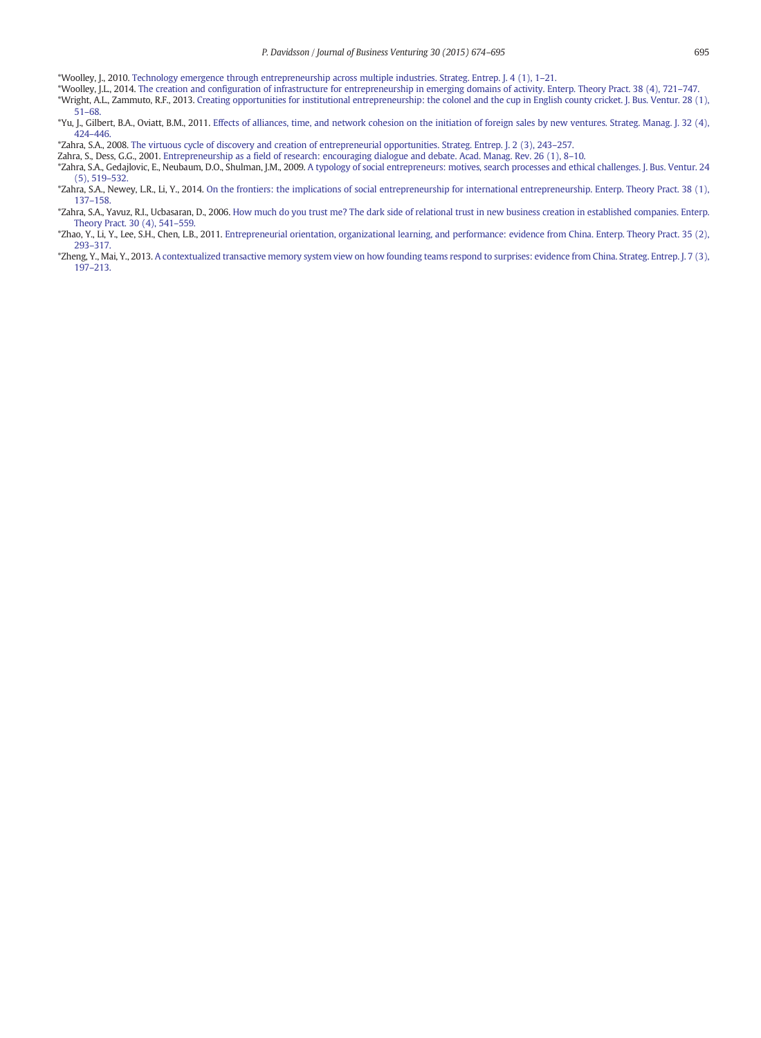*Woolley, J., 2010. Technology emergence through entrepreneurship across multiple industries. Strateg. Entrep. J. 4 (1), 1–21.

*Woolley, J.L., 2014. The creation and configuration of infrastructure for entrepreneurship in emerging domains of activity. Enterp. Theory Pract. 38 (4), 721–747.

*Wright, A.L., Zammuto, R.F., 2013. Creating opportunities for institutional entrepreneurship: the colonel and the cup in English county cricket. J. Bus. Ventur. 28 (1), 51–68.

*Yu, J., Gilbert, B.A., Oviatt, B.M., 2011. Effects of alliances, time, and network cohesion on the initiation of foreign sales by new ventures. Strateg. Manag. J. 32 (4), 424–446.

*Zahra, S.A., 2008. The virtuous cycle of discovery and creation of entrepreneurial opportunities. Strateg. Entrep. J. 2 (3), 243–257.

Zahra, S., Dess, G.G., 2001. Entrepreneurship as a field of research: encouraging dialogue and debate. Acad. Manag. Rev. 26 (1), 8–10.

*Zahra, S.A., Gedajlovic, E., Neubaum, D.O., Shulman, J.M., 2009. A typology of social entrepreneurs: motives, search processes and ethical challenges. J. Bus. Ventur. 24 (5), 519–532.

*Zahra, S.A., Newey, L.R., Li, Y., 2014. On the frontiers: the implications of social entrepreneurship for international entrepreneurship. Enterp. Theory Pract. 38 (1), 137–158.

*Zahra, S.A., Yavuz, R.I., Ucbasaran, D., 2006. How much do you trust me? The dark side of relational trust in new business creation in established companies. Enterp. Theory Pract. 30 (4), 541–559.

*Zhao, Y., Li, Y., Lee, S.H., Chen, L.B., 2011. Entrepreneurial orientation, organizational learning, and performance: evidence from China. Enterp. Theory Pract. 35 (2), 293–317.

*Zheng, Y., Mai, Y., 2013. A contextualized transactive memory system view on how founding teams respond to surprises: evidence from China. Strateg. Entrep. J. 7 (3), 197–213.